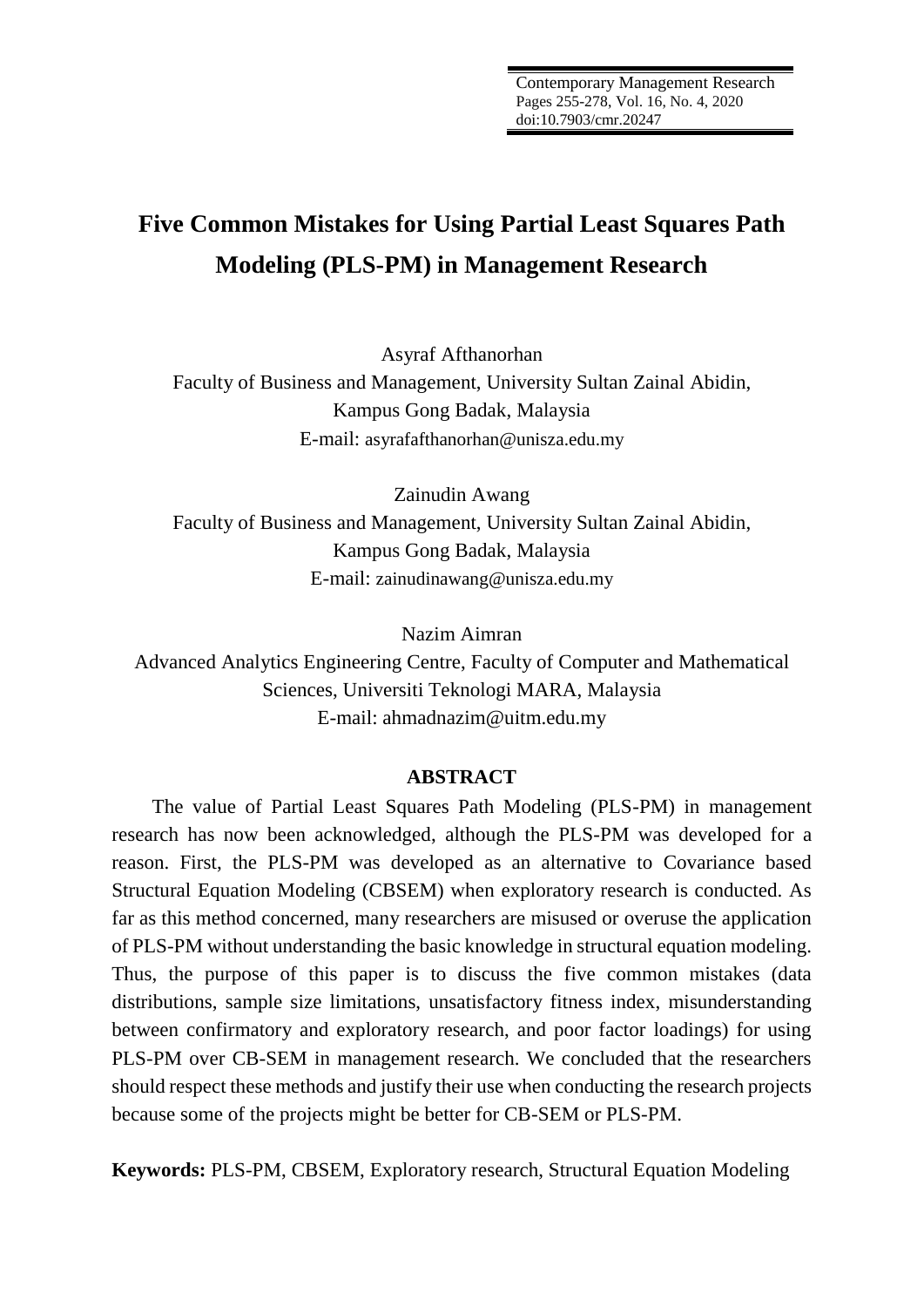# Five Common Mistakes for Using Partial Least Squares Path Modeling (PLS-PM) in Management Research

Asyraf Afthanorhan
Faculty of Business and Management, University Sultan Zainal Abidin, Kampus Gong Badak, Malaysia
E-mail: asyrafafthanorhan@unisza.edu.my

Zainudin Awang
Faculty of Business and Management, University Sultan Zainal Abidin, Kampus Gong Badak, Malaysia
E-mail: zainudinawang@unisza.edu.my

Nazim Aimran
Advanced Analytics Engineering Centre, Faculty of Computer and Mathematical Sciences, Universiti Teknologi MARA, Malaysia
E-mail: ahmadnazim@uitm.edu.my

## ABSTRACT

The value of Partial Least Squares Path Modeling (PLS-PM) in management research has now been acknowledged, although the PLS-PM was developed for a reason. First, the PLS-PM was developed as an alternative to Covariance based Structural Equation Modeling (CBSEM) when exploratory research is conducted. As far as this method concerned, many researchers are misused or overuse the application of PLS-PM without understanding the basic knowledge in structural equation modeling. Thus, the purpose of this paper is to discuss the five common mistakes (data distributions, sample size limitations, unsatisfactory fitness index, misunderstanding between confirmatory and exploratory research, and poor factor loadings) for using PLS-PM over CB-SEM in management research. We concluded that the researchers should respect these methods and justify their use when conducting the research projects because some of the projects might be better for CB-SEM or PLS-PM.

**Keywords:** PLS-PM, CBSEM, Exploratory research, Structural Equation Modeling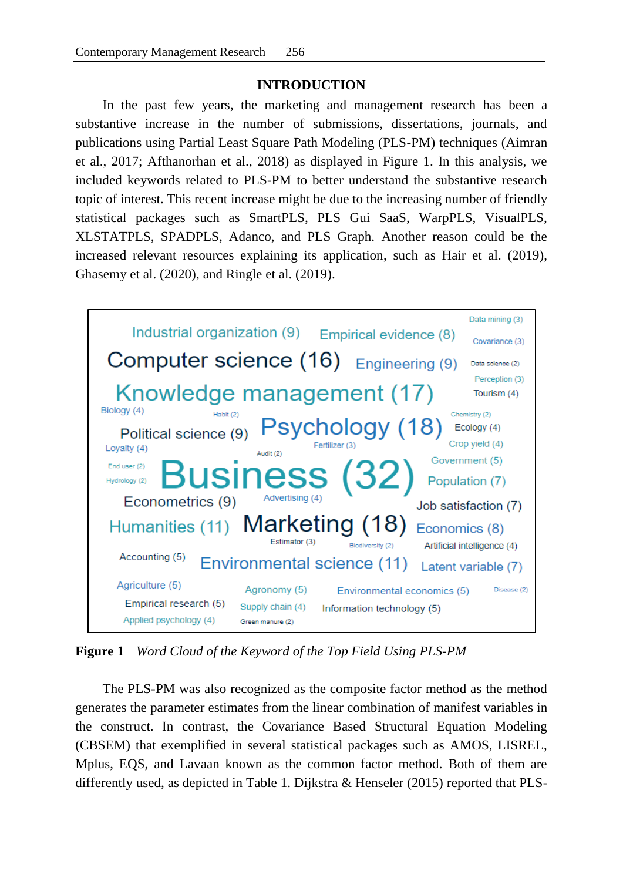## INTRODUCTION

In the past few years, the marketing and management research has been a substantive increase in the number of submissions, dissertations, journals, and publications using Partial Least Square Path Modeling (PLS-PM) techniques (Aimran et al., 2017; Afthanorhan et al., 2018) as displayed in Figure 1. In this analysis, we included keywords related to PLS-PM to better understand the substantive research topic of interest. This recent increase might be due to the increasing number of friendly statistical packages such as SmartPLS, PLS Gui SaaS, WarpPLS, VisualPLS, XLSTATPLS, SPADPLS, Adanco, and PLS Graph. Another reason could be the increased relevant resources explaining its application, such as Hair et al. (2019), Ghasemy et al. (2020), and Ringle et al. (2019).

**Figure 1** *Word Cloud of the Keyword of the Top Field Using PLS-PM*

The PLS-PM was also recognized as the composite factor method as the method generates the parameter estimates from the linear combination of manifest variables in the construct. In contrast, the Covariance Based Structural Equation Modeling (CBSEM) that exemplified in several statistical packages such as AMOS, LISREL, Mplus, EQS, and Lavaan known as the common factor method. Both of them are differently used, as depicted in Table 1. Dijkstra & Henseler (2015) reported that PLS-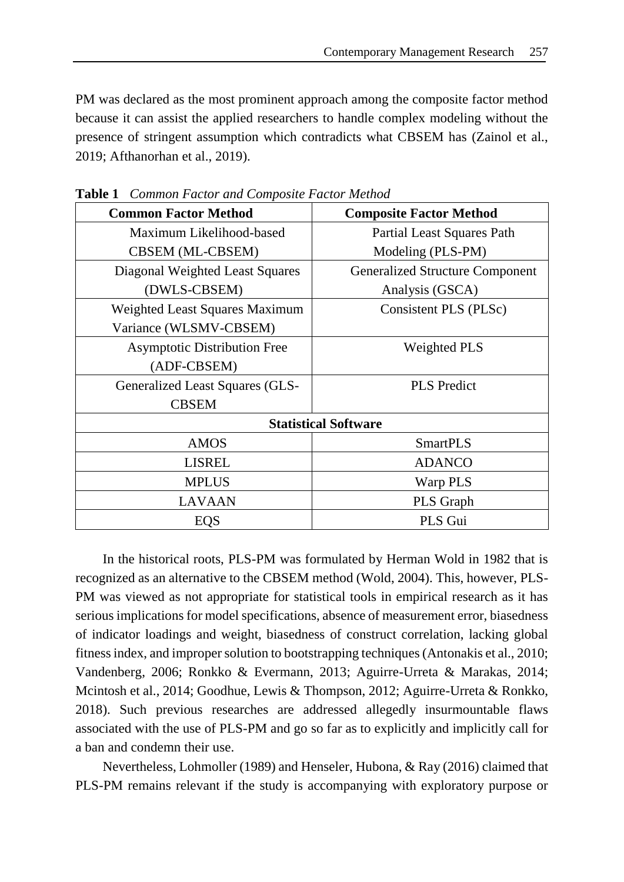PM was declared as the most prominent approach among the composite factor method because it can assist the applied researchers to handle complex modeling without the presence of stringent assumption which contradicts what CBSEM has (Zainol et al., 2019; Afthanorhan et al., 2019).

**Table 1** *Common Factor and Composite Factor Method*

| Common Factor Method | Composite Factor Method |
|---|---|
| Maximum Likelihood-based CBSEM (ML-CBSEM) | Partial Least Squares Path Modeling (PLS-PM) |
| Diagonal Weighted Least Squares (DWLS-CBSEM) | Generalized Structure Component Analysis (GSCA) |
| Weighted Least Squares Maximum Variance (WLSMV-CBSEM) | Consistent PLS (PLSc) |
| Asymptotic Distribution Free (ADF-CBSEM) | Weighted PLS |
| Generalized Least Squares (GLS-CBSEM | PLS Predict |
| **Statistical Software** | |
| AMOS | SmartPLS |
| LISREL | ADANCO |
| MPLUS | Warp PLS |
| LAVAAN | PLS Graph |
| EQS | PLS Gui |

In the historical roots, PLS-PM was formulated by Herman Wold in 1982 that is recognized as an alternative to the CBSEM method (Wold, 2004). This, however, PLS-PM was viewed as not appropriate for statistical tools in empirical research as it has serious implications for model specifications, absence of measurement error, biasedness of indicator loadings and weight, biasedness of construct correlation, lacking global fitness index, and improper solution to bootstrapping techniques (Antonakis et al., 2010; Vandenberg, 2006; Ronkko & Evermann, 2013; Aguirre-Urreta & Marakas, 2014; Mcintosh et al., 2014; Goodhue, Lewis & Thompson, 2012; Aguirre-Urreta & Ronkko, 2018). Such previous researches are addressed allegedly insurmountable flaws associated with the use of PLS-PM and go so far as to explicitly and implicitly call for a ban and condemn their use.

Nevertheless, Lohmoller (1989) and Henseler, Hubona, & Ray (2016) claimed that PLS-PM remains relevant if the study is accompanying with exploratory purpose or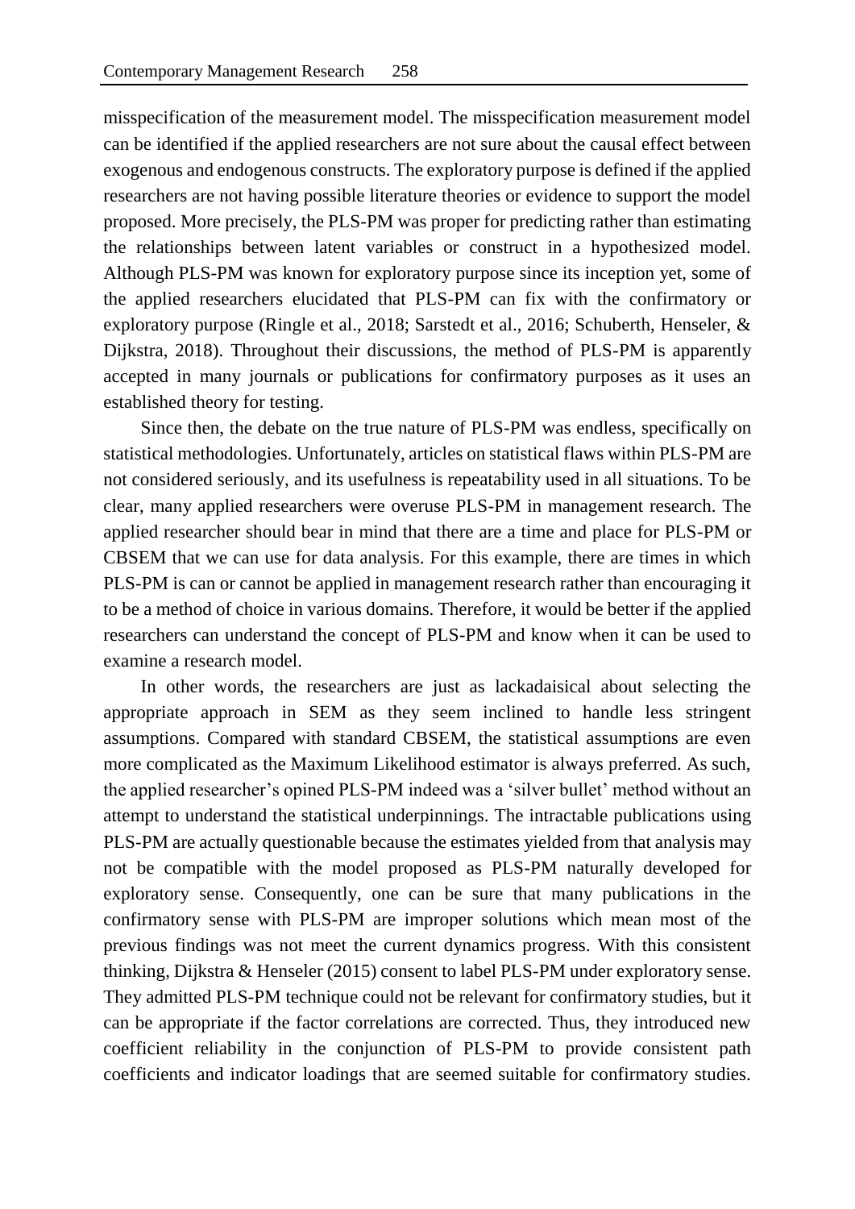misspecification of the measurement model. The misspecification measurement model can be identified if the applied researchers are not sure about the causal effect between exogenous and endogenous constructs. The exploratory purpose is defined if the applied researchers are not having possible literature theories or evidence to support the model proposed. More precisely, the PLS-PM was proper for predicting rather than estimating the relationships between latent variables or construct in a hypothesized model. Although PLS-PM was known for exploratory purpose since its inception yet, some of the applied researchers elucidated that PLS-PM can fix with the confirmatory or exploratory purpose (Ringle et al., 2018; Sarstedt et al., 2016; Schuberth, Henseler, & Dijkstra, 2018). Throughout their discussions, the method of PLS-PM is apparently accepted in many journals or publications for confirmatory purposes as it uses an established theory for testing.

Since then, the debate on the true nature of PLS-PM was endless, specifically on statistical methodologies. Unfortunately, articles on statistical flaws within PLS-PM are not considered seriously, and its usefulness is repeatability used in all situations. To be clear, many applied researchers were overuse PLS-PM in management research. The applied researcher should bear in mind that there are a time and place for PLS-PM or CBSEM that we can use for data analysis. For this example, there are times in which PLS-PM is can or cannot be applied in management research rather than encouraging it to be a method of choice in various domains. Therefore, it would be better if the applied researchers can understand the concept of PLS-PM and know when it can be used to examine a research model.

In other words, the researchers are just as lackadaisical about selecting the appropriate approach in SEM as they seem inclined to handle less stringent assumptions. Compared with standard CBSEM, the statistical assumptions are even more complicated as the Maximum Likelihood estimator is always preferred. As such, the applied researcher's opined PLS-PM indeed was a 'silver bullet' method without an attempt to understand the statistical underpinnings. The intractable publications using PLS-PM are actually questionable because the estimates yielded from that analysis may not be compatible with the model proposed as PLS-PM naturally developed for exploratory sense. Consequently, one can be sure that many publications in the confirmatory sense with PLS-PM are improper solutions which mean most of the previous findings was not meet the current dynamics progress. With this consistent thinking, Dijkstra & Henseler (2015) consent to label PLS-PM under exploratory sense. They admitted PLS-PM technique could not be relevant for confirmatory studies, but it can be appropriate if the factor correlations are corrected. Thus, they introduced new coefficient reliability in the conjunction of PLS-PM to provide consistent path coefficients and indicator loadings that are seemed suitable for confirmatory studies.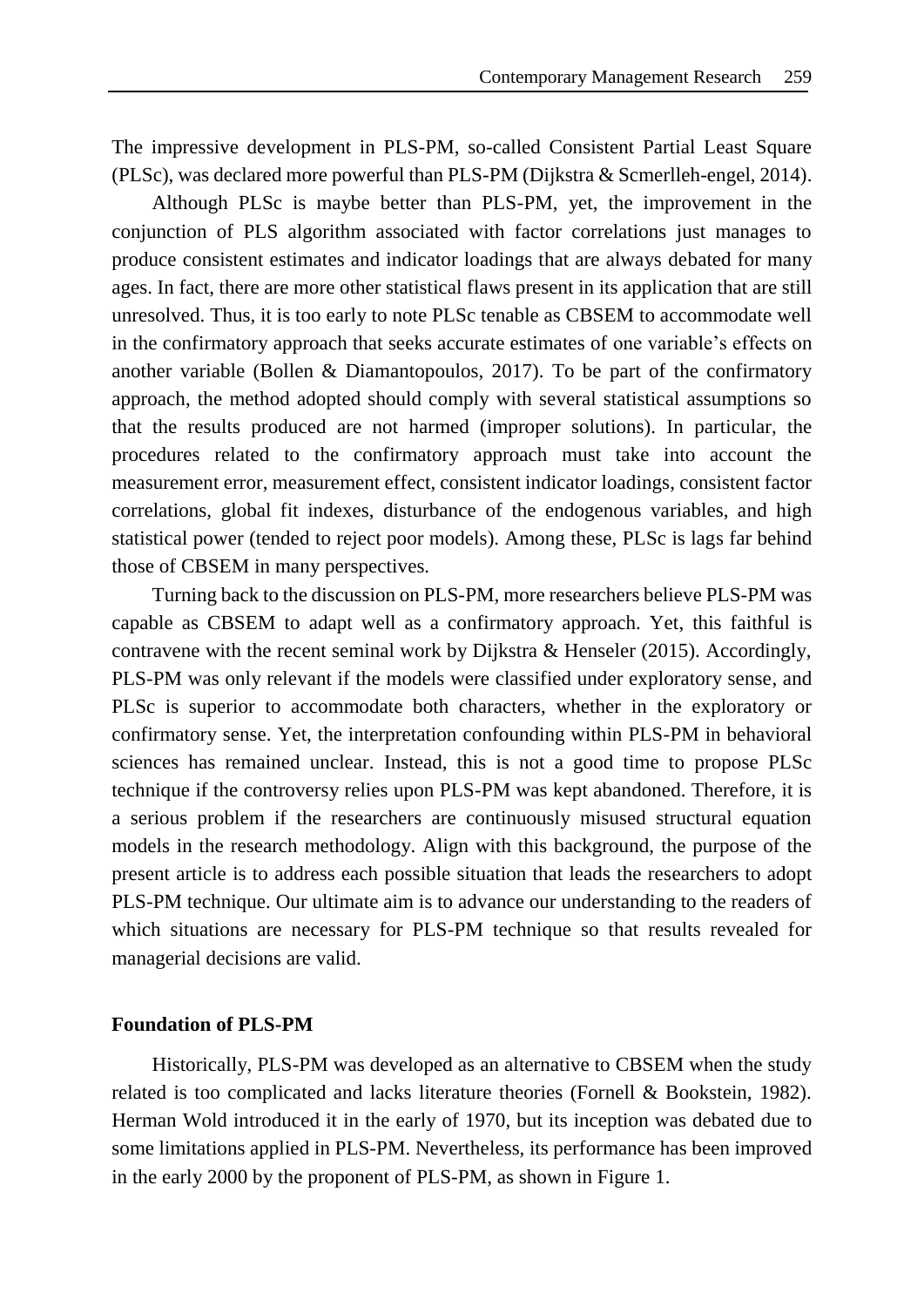The impressive development in PLS-PM, so-called Consistent Partial Least Square (PLSc), was declared more powerful than PLS-PM (Dijkstra & Scmerlleh-engel, 2014).

Although PLSc is maybe better than PLS-PM, yet, the improvement in the conjunction of PLS algorithm associated with factor correlations just manages to produce consistent estimates and indicator loadings that are always debated for many ages. In fact, there are more other statistical flaws present in its application that are still unresolved. Thus, it is too early to note PLSc tenable as CBSEM to accommodate well in the confirmatory approach that seeks accurate estimates of one variable's effects on another variable (Bollen & Diamantopoulos, 2017). To be part of the confirmatory approach, the method adopted should comply with several statistical assumptions so that the results produced are not harmed (improper solutions). In particular, the procedures related to the confirmatory approach must take into account the measurement error, measurement effect, consistent indicator loadings, consistent factor correlations, global fit indexes, disturbance of the endogenous variables, and high statistical power (tended to reject poor models). Among these, PLSc is lags far behind those of CBSEM in many perspectives.

Turning back to the discussion on PLS-PM, more researchers believe PLS-PM was capable as CBSEM to adapt well as a confirmatory approach. Yet, this faithful is contravene with the recent seminal work by Dijkstra & Henseler (2015). Accordingly, PLS-PM was only relevant if the models were classified under exploratory sense, and PLSc is superior to accommodate both characters, whether in the exploratory or confirmatory sense. Yet, the interpretation confounding within PLS-PM in behavioral sciences has remained unclear. Instead, this is not a good time to propose PLSc technique if the controversy relies upon PLS-PM was kept abandoned. Therefore, it is a serious problem if the researchers are continuously misused structural equation models in the research methodology. Align with this background, the purpose of the present article is to address each possible situation that leads the researchers to adopt PLS-PM technique. Our ultimate aim is to advance our understanding to the readers of which situations are necessary for PLS-PM technique so that results revealed for managerial decisions are valid.

## Foundation of PLS-PM

Historically, PLS-PM was developed as an alternative to CBSEM when the study related is too complicated and lacks literature theories (Fornell & Bookstein, 1982). Herman Wold introduced it in the early of 1970, but its inception was debated due to some limitations applied in PLS-PM. Nevertheless, its performance has been improved in the early 2000 by the proponent of PLS-PM, as shown in Figure 1.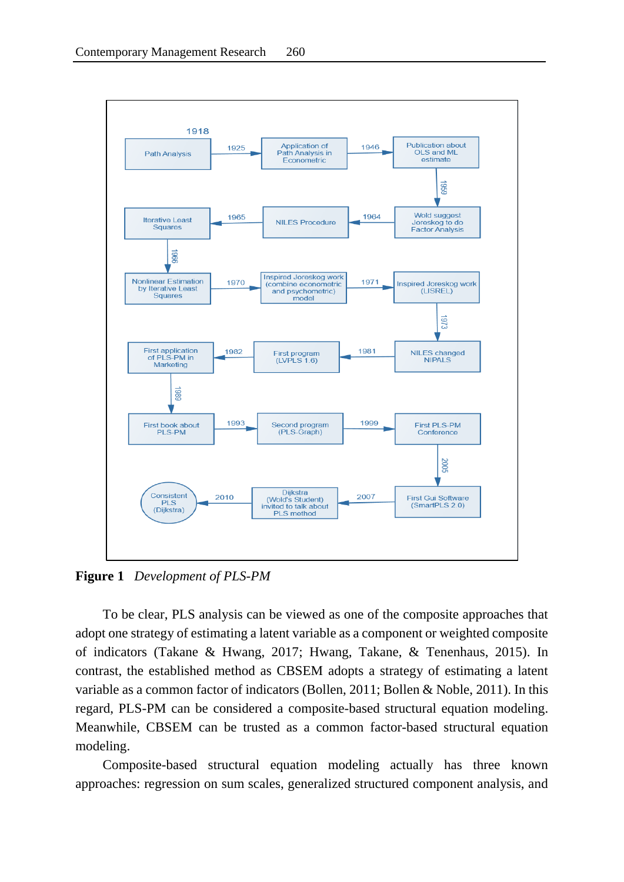**Figure 1** *Development of PLS-PM*

To be clear, PLS analysis can be viewed as one of the composite approaches that adopt one strategy of estimating a latent variable as a component or weighted composite of indicators (Takane & Hwang, 2017; Hwang, Takane, & Tenenhaus, 2015). In contrast, the established method as CBSEM adopts a strategy of estimating a latent variable as a common factor of indicators (Bollen, 2011; Bollen & Noble, 2011). In this regard, PLS-PM can be considered a composite-based structural equation modeling. Meanwhile, CBSEM can be trusted as a common factor-based structural equation modeling.

Composite-based structural equation modeling actually has three known approaches: regression on sum scales, generalized structured component analysis, and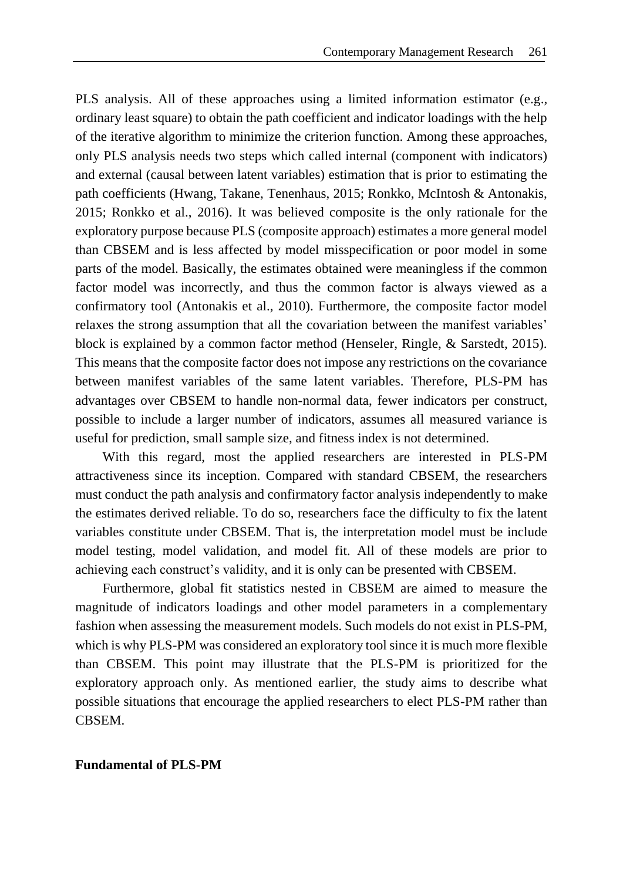PLS analysis. All of these approaches using a limited information estimator (e.g., ordinary least square) to obtain the path coefficient and indicator loadings with the help of the iterative algorithm to minimize the criterion function. Among these approaches, only PLS analysis needs two steps which called internal (component with indicators) and external (causal between latent variables) estimation that is prior to estimating the path coefficients (Hwang, Takane, Tenenhaus, 2015; Ronkko, McIntosh & Antonakis, 2015; Ronkko et al., 2016). It was believed composite is the only rationale for the exploratory purpose because PLS (composite approach) estimates a more general model than CBSEM and is less affected by model misspecification or poor model in some parts of the model. Basically, the estimates obtained were meaningless if the common factor model was incorrectly, and thus the common factor is always viewed as a confirmatory tool (Antonakis et al., 2010). Furthermore, the composite factor model relaxes the strong assumption that all the covariation between the manifest variables' block is explained by a common factor method (Henseler, Ringle, & Sarstedt, 2015). This means that the composite factor does not impose any restrictions on the covariance between manifest variables of the same latent variables. Therefore, PLS-PM has advantages over CBSEM to handle non-normal data, fewer indicators per construct, possible to include a larger number of indicators, assumes all measured variance is useful for prediction, small sample size, and fitness index is not determined.

With this regard, most the applied researchers are interested in PLS-PM attractiveness since its inception. Compared with standard CBSEM, the researchers must conduct the path analysis and confirmatory factor analysis independently to make the estimates derived reliable. To do so, researchers face the difficulty to fix the latent variables constitute under CBSEM. That is, the interpretation model must be include model testing, model validation, and model fit. All of these models are prior to achieving each construct's validity, and it is only can be presented with CBSEM.

Furthermore, global fit statistics nested in CBSEM are aimed to measure the magnitude of indicators loadings and other model parameters in a complementary fashion when assessing the measurement models. Such models do not exist in PLS-PM, which is why PLS-PM was considered an exploratory tool since it is much more flexible than CBSEM. This point may illustrate that the PLS-PM is prioritized for the exploratory approach only. As mentioned earlier, the study aims to describe what possible situations that encourage the applied researchers to elect PLS-PM rather than CBSEM.

**Fundamental of PLS-PM**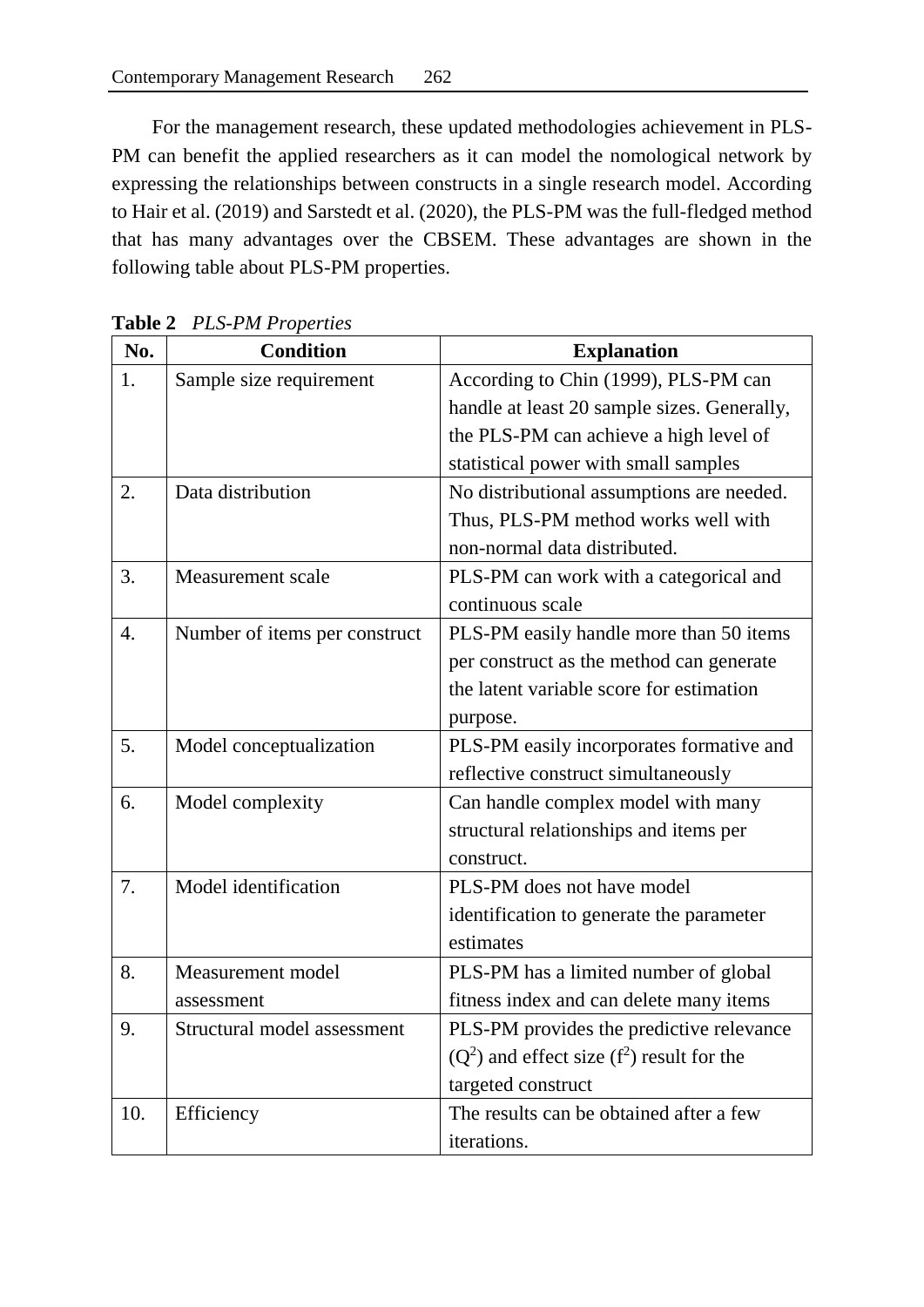For the management research, these updated methodologies achievement in PLS-PM can benefit the applied researchers as it can model the nomological network by expressing the relationships between constructs in a single research model. According to Hair et al. (2019) and Sarstedt et al. (2020), the PLS-PM was the full-fledged method that has many advantages over the CBSEM. These advantages are shown in the following table about PLS-PM properties.

**Table 2** *PLS-PM Properties*

| No. | Condition | Explanation |
|---|---|---|
| 1. | Sample size requirement | According to Chin (1999), PLS-PM can handle at least 20 sample sizes. Generally, the PLS-PM can achieve a high level of statistical power with small samples |
| 2. | Data distribution | No distributional assumptions are needed. Thus, PLS-PM method works well with non-normal data distributed. |
| 3. | Measurement scale | PLS-PM can work with a categorical and continuous scale |
| 4. | Number of items per construct | PLS-PM easily handle more than 50 items per construct as the method can generate the latent variable score for estimation purpose. |
| 5. | Model conceptualization | PLS-PM easily incorporates formative and reflective construct simultaneously |
| 6. | Model complexity | Can handle complex model with many structural relationships and items per construct. |
| 7. | Model identification | PLS-PM does not have model identification to generate the parameter estimates |
| 8. | Measurement model assessment | PLS-PM has a limited number of global fitness index and can delete many items |
| 9. | Structural model assessment | PLS-PM provides the predictive relevance ($Q^2$) and effect size ($f^2$) result for the targeted construct |
| 10. | Efficiency | The results can be obtained after a few iterations. |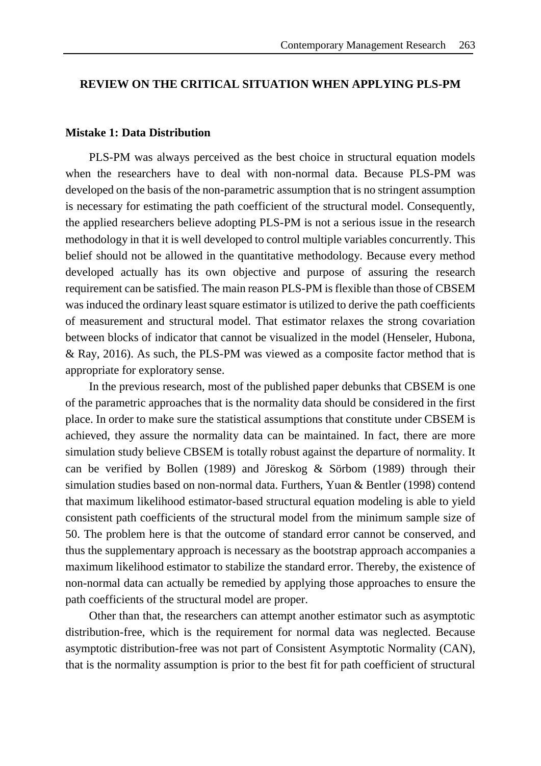## REVIEW ON THE CRITICAL SITUATION WHEN APPLYING PLS-PM

### Mistake 1: Data Distribution

PLS-PM was always perceived as the best choice in structural equation models when the researchers have to deal with non-normal data. Because PLS-PM was developed on the basis of the non-parametric assumption that is no stringent assumption is necessary for estimating the path coefficient of the structural model. Consequently, the applied researchers believe adopting PLS-PM is not a serious issue in the research methodology in that it is well developed to control multiple variables concurrently. This belief should not be allowed in the quantitative methodology. Because every method developed actually has its own objective and purpose of assuring the research requirement can be satisfied. The main reason PLS-PM is flexible than those of CBSEM was induced the ordinary least square estimator is utilized to derive the path coefficients of measurement and structural model. That estimator relaxes the strong covariation between blocks of indicator that cannot be visualized in the model (Henseler, Hubona, & Ray, 2016). As such, the PLS-PM was viewed as a composite factor method that is appropriate for exploratory sense.

In the previous research, most of the published paper debunks that CBSEM is one of the parametric approaches that is the normality data should be considered in the first place. In order to make sure the statistical assumptions that constitute under CBSEM is achieved, they assure the normality data can be maintained. In fact, there are more simulation study believe CBSEM is totally robust against the departure of normality. It can be verified by Bollen (1989) and Jöreskog & Sörbom (1989) through their simulation studies based on non-normal data. Furthers, Yuan & Bentler (1998) contend that maximum likelihood estimator-based structural equation modeling is able to yield consistent path coefficients of the structural model from the minimum sample size of 50. The problem here is that the outcome of standard error cannot be conserved, and thus the supplementary approach is necessary as the bootstrap approach accompanies a maximum likelihood estimator to stabilize the standard error. Thereby, the existence of non-normal data can actually be remedied by applying those approaches to ensure the path coefficients of the structural model are proper.

Other than that, the researchers can attempt another estimator such as asymptotic distribution-free, which is the requirement for normal data was neglected. Because asymptotic distribution-free was not part of Consistent Asymptotic Normality (CAN), that is the normality assumption is prior to the best fit for path coefficient of structural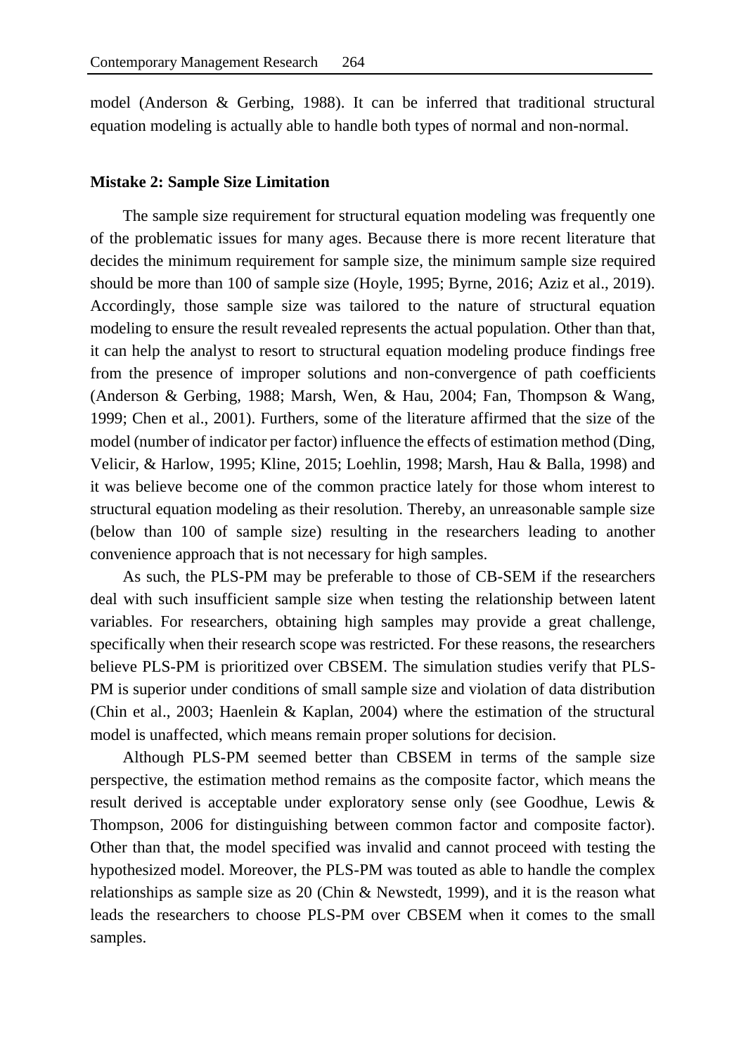model (Anderson & Gerbing, 1988). It can be inferred that traditional structural equation modeling is actually able to handle both types of normal and non-normal.

### Mistake 2: Sample Size Limitation

The sample size requirement for structural equation modeling was frequently one of the problematic issues for many ages. Because there is more recent literature that decides the minimum requirement for sample size, the minimum sample size required should be more than 100 of sample size (Hoyle, 1995; Byrne, 2016; Aziz et al., 2019). Accordingly, those sample size was tailored to the nature of structural equation modeling to ensure the result revealed represents the actual population. Other than that, it can help the analyst to resort to structural equation modeling produce findings free from the presence of improper solutions and non-convergence of path coefficients (Anderson & Gerbing, 1988; Marsh, Wen, & Hau, 2004; Fan, Thompson & Wang, 1999; Chen et al., 2001). Furthers, some of the literature affirmed that the size of the model (number of indicator per factor) influence the effects of estimation method (Ding, Velicir, & Harlow, 1995; Kline, 2015; Loehlin, 1998; Marsh, Hau & Balla, 1998) and it was believe become one of the common practice lately for those whom interest to structural equation modeling as their resolution. Thereby, an unreasonable sample size (below than 100 of sample size) resulting in the researchers leading to another convenience approach that is not necessary for high samples.

As such, the PLS-PM may be preferable to those of CB-SEM if the researchers deal with such insufficient sample size when testing the relationship between latent variables. For researchers, obtaining high samples may provide a great challenge, specifically when their research scope was restricted. For these reasons, the researchers believe PLS-PM is prioritized over CBSEM. The simulation studies verify that PLS-PM is superior under conditions of small sample size and violation of data distribution (Chin et al., 2003; Haenlein & Kaplan, 2004) where the estimation of the structural model is unaffected, which means remain proper solutions for decision.

Although PLS-PM seemed better than CBSEM in terms of the sample size perspective, the estimation method remains as the composite factor, which means the result derived is acceptable under exploratory sense only (see Goodhue, Lewis & Thompson, 2006 for distinguishing between common factor and composite factor). Other than that, the model specified was invalid and cannot proceed with testing the hypothesized model. Moreover, the PLS-PM was touted as able to handle the complex relationships as sample size as 20 (Chin & Newstedt, 1999), and it is the reason what leads the researchers to choose PLS-PM over CBSEM when it comes to the small samples.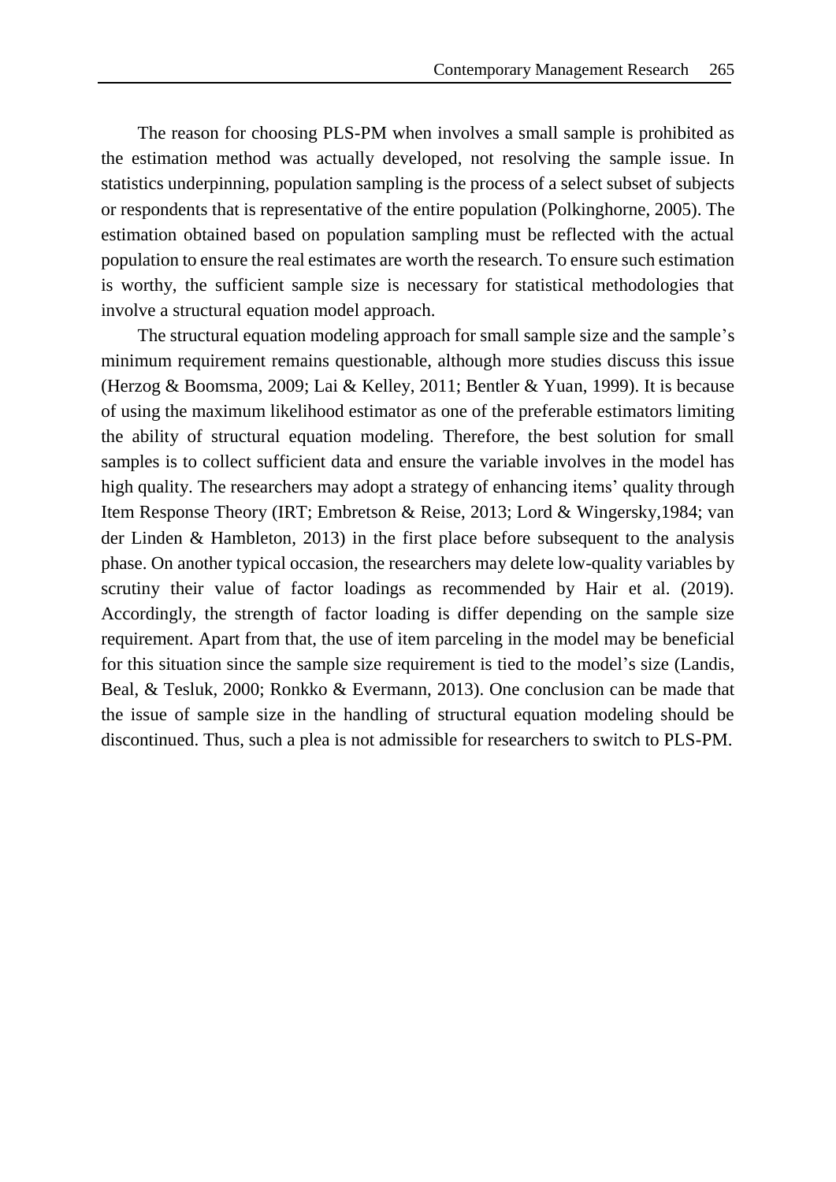The reason for choosing PLS-PM when involves a small sample is prohibited as the estimation method was actually developed, not resolving the sample issue. In statistics underpinning, population sampling is the process of a select subset of subjects or respondents that is representative of the entire population (Polkinghorne, 2005). The estimation obtained based on population sampling must be reflected with the actual population to ensure the real estimates are worth the research. To ensure such estimation is worthy, the sufficient sample size is necessary for statistical methodologies that involve a structural equation model approach.

The structural equation modeling approach for small sample size and the sample's minimum requirement remains questionable, although more studies discuss this issue (Herzog & Boomsma, 2009; Lai & Kelley, 2011; Bentler & Yuan, 1999). It is because of using the maximum likelihood estimator as one of the preferable estimators limiting the ability of structural equation modeling. Therefore, the best solution for small samples is to collect sufficient data and ensure the variable involves in the model has high quality. The researchers may adopt a strategy of enhancing items' quality through Item Response Theory (IRT; Embretson & Reise, 2013; Lord & Wingersky,1984; van der Linden & Hambleton, 2013) in the first place before subsequent to the analysis phase. On another typical occasion, the researchers may delete low-quality variables by scrutiny their value of factor loadings as recommended by Hair et al. (2019). Accordingly, the strength of factor loading is differ depending on the sample size requirement. Apart from that, the use of item parceling in the model may be beneficial for this situation since the sample size requirement is tied to the model's size (Landis, Beal, & Tesluk, 2000; Ronkko & Evermann, 2013). One conclusion can be made that the issue of sample size in the handling of structural equation modeling should be discontinued. Thus, such a plea is not admissible for researchers to switch to PLS-PM.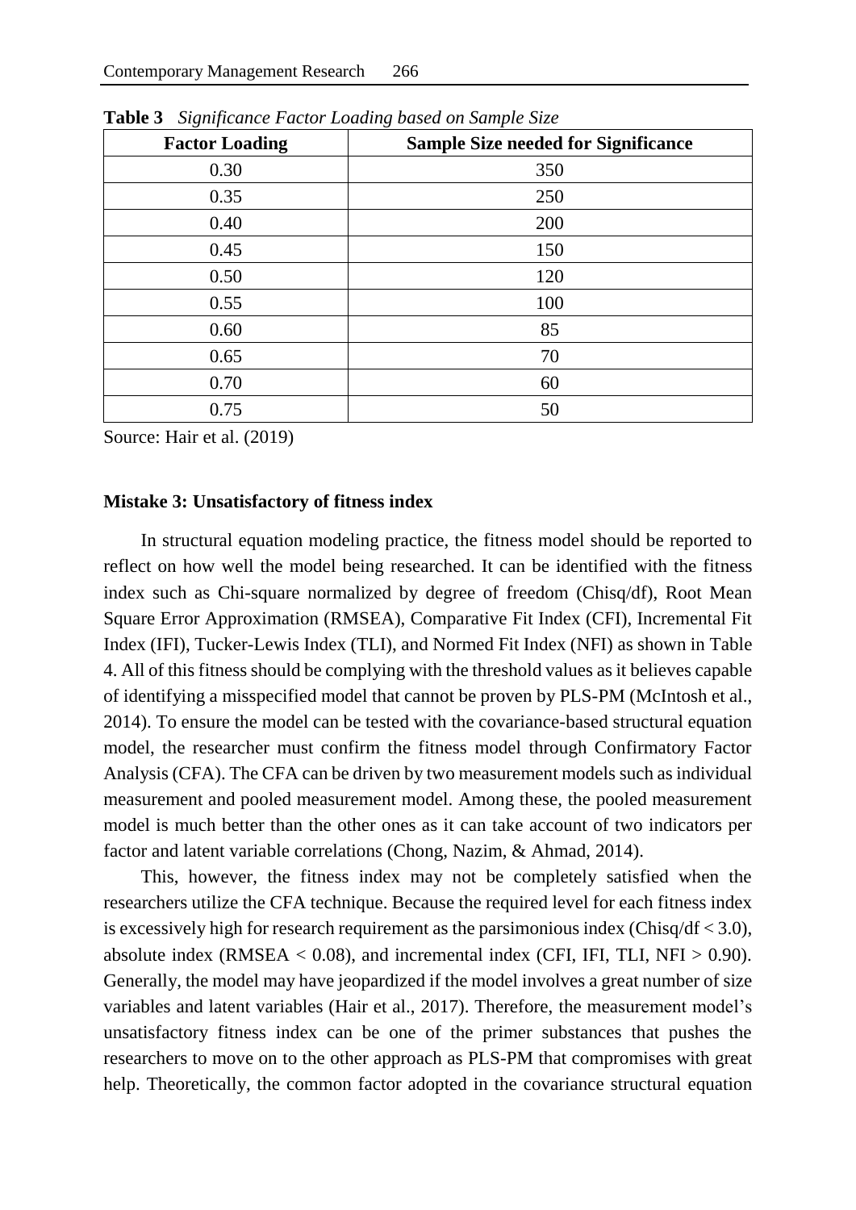**Table 3** *Significance Factor Loading based on Sample Size*

| Factor Loading | Sample Size needed for Significance |
|---|---|
| 0.30 | 350 |
| 0.35 | 250 |
| 0.40 | 200 |
| 0.45 | 150 |
| 0.50 | 120 |
| 0.55 | 100 |
| 0.60 | 85 |
| 0.65 | 70 |
| 0.70 | 60 |
| 0.75 | 50 |

Source: Hair et al. (2019)

**Mistake 3: Unsatisfactory of fitness index**

In structural equation modeling practice, the fitness model should be reported to reflect on how well the model being researched. It can be identified with the fitness index such as Chi-square normalized by degree of freedom (Chisq/df), Root Mean Square Error Approximation (RMSEA), Comparative Fit Index (CFI), Incremental Fit Index (IFI), Tucker-Lewis Index (TLI), and Normed Fit Index (NFI) as shown in Table 4. All of this fitness should be complying with the threshold values as it believes capable of identifying a misspecified model that cannot be proven by PLS-PM (McIntosh et al., 2014). To ensure the model can be tested with the covariance-based structural equation model, the researcher must confirm the fitness model through Confirmatory Factor Analysis (CFA). The CFA can be driven by two measurement models such as individual measurement and pooled measurement model. Among these, the pooled measurement model is much better than the other ones as it can take account of two indicators per factor and latent variable correlations (Chong, Nazim, & Ahmad, 2014).

This, however, the fitness index may not be completely satisfied when the researchers utilize the CFA technique. Because the required level for each fitness index is excessively high for research requirement as the parsimonious index (Chisq/df < 3.0), absolute index (RMSEA < 0.08), and incremental index (CFI, IFI, TLI, NFI > 0.90). Generally, the model may have jeopardized if the model involves a great number of size variables and latent variables (Hair et al., 2017). Therefore, the measurement model's unsatisfactory fitness index can be one of the primer substances that pushes the researchers to move on to the other approach as PLS-PM that compromises with great help. Theoretically, the common factor adopted in the covariance structural equation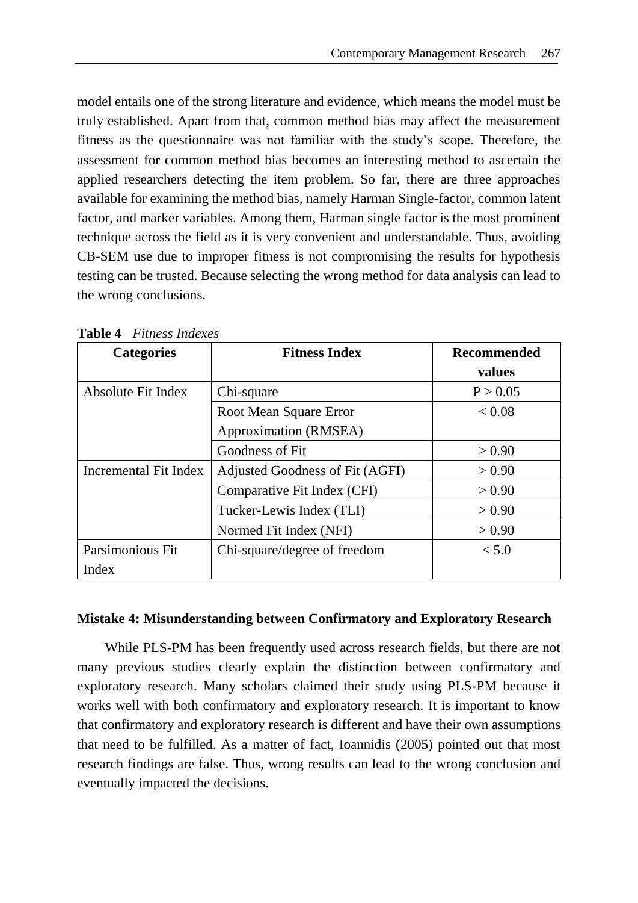model entails one of the strong literature and evidence, which means the model must be truly established. Apart from that, common method bias may affect the measurement fitness as the questionnaire was not familiar with the study's scope. Therefore, the assessment for common method bias becomes an interesting method to ascertain the applied researchers detecting the item problem. So far, there are three approaches available for examining the method bias, namely Harman Single-factor, common latent factor, and marker variables. Among them, Harman single factor is the most prominent technique across the field as it is very convenient and understandable. Thus, avoiding CB-SEM use due to improper fitness is not compromising the results for hypothesis testing can be trusted. Because selecting the wrong method for data analysis can lead to the wrong conclusions.

**Table 4** *Fitness Indexes*

| Categories | Fitness Index | Recommended values |
|---|---|---|
| Absolute Fit Index | Chi-square | P > 0.05 |
| | Root Mean Square Error Approximation (RMSEA) | < 0.08 |
| | Goodness of Fit | > 0.90 |
| Incremental Fit Index | Adjusted Goodness of Fit (AGFI) | > 0.90 |
| | Comparative Fit Index (CFI) | > 0.90 |
| | Tucker-Lewis Index (TLI) | > 0.90 |
| | Normed Fit Index (NFI) | > 0.90 |
| Parsimonious Fit Index | Chi-square/degree of freedom | < 5.0 |

**Mistake 4: Misunderstanding between Confirmatory and Exploratory Research**

While PLS-PM has been frequently used across research fields, but there are not many previous studies clearly explain the distinction between confirmatory and exploratory research. Many scholars claimed their study using PLS-PM because it works well with both confirmatory and exploratory research. It is important to know that confirmatory and exploratory research is different and have their own assumptions that need to be fulfilled. As a matter of fact, Ioannidis (2005) pointed out that most research findings are false. Thus, wrong results can lead to the wrong conclusion and eventually impacted the decisions.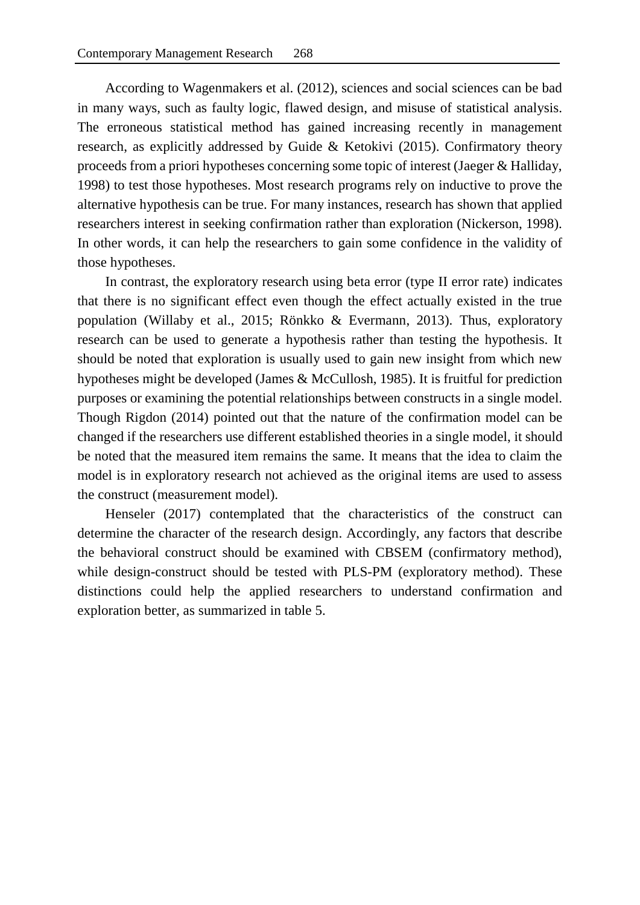According to Wagenmakers et al. (2012), sciences and social sciences can be bad in many ways, such as faulty logic, flawed design, and misuse of statistical analysis. The erroneous statistical method has gained increasing recently in management research, as explicitly addressed by Guide & Ketokivi (2015). Confirmatory theory proceeds from a priori hypotheses concerning some topic of interest (Jaeger & Halliday, 1998) to test those hypotheses. Most research programs rely on inductive to prove the alternative hypothesis can be true. For many instances, research has shown that applied researchers interest in seeking confirmation rather than exploration (Nickerson, 1998). In other words, it can help the researchers to gain some confidence in the validity of those hypotheses.

In contrast, the exploratory research using beta error (type II error rate) indicates that there is no significant effect even though the effect actually existed in the true population (Willaby et al., 2015; Rönkko & Evermann, 2013). Thus, exploratory research can be used to generate a hypothesis rather than testing the hypothesis. It should be noted that exploration is usually used to gain new insight from which new hypotheses might be developed (James & McCullosh, 1985). It is fruitful for prediction purposes or examining the potential relationships between constructs in a single model. Though Rigdon (2014) pointed out that the nature of the confirmation model can be changed if the researchers use different established theories in a single model, it should be noted that the measured item remains the same. It means that the idea to claim the model is in exploratory research not achieved as the original items are used to assess the construct (measurement model).

Henseler (2017) contemplated that the characteristics of the construct can determine the character of the research design. Accordingly, any factors that describe the behavioral construct should be examined with CBSEM (confirmatory method), while design-construct should be tested with PLS-PM (exploratory method). These distinctions could help the applied researchers to understand confirmation and exploration better, as summarized in table 5.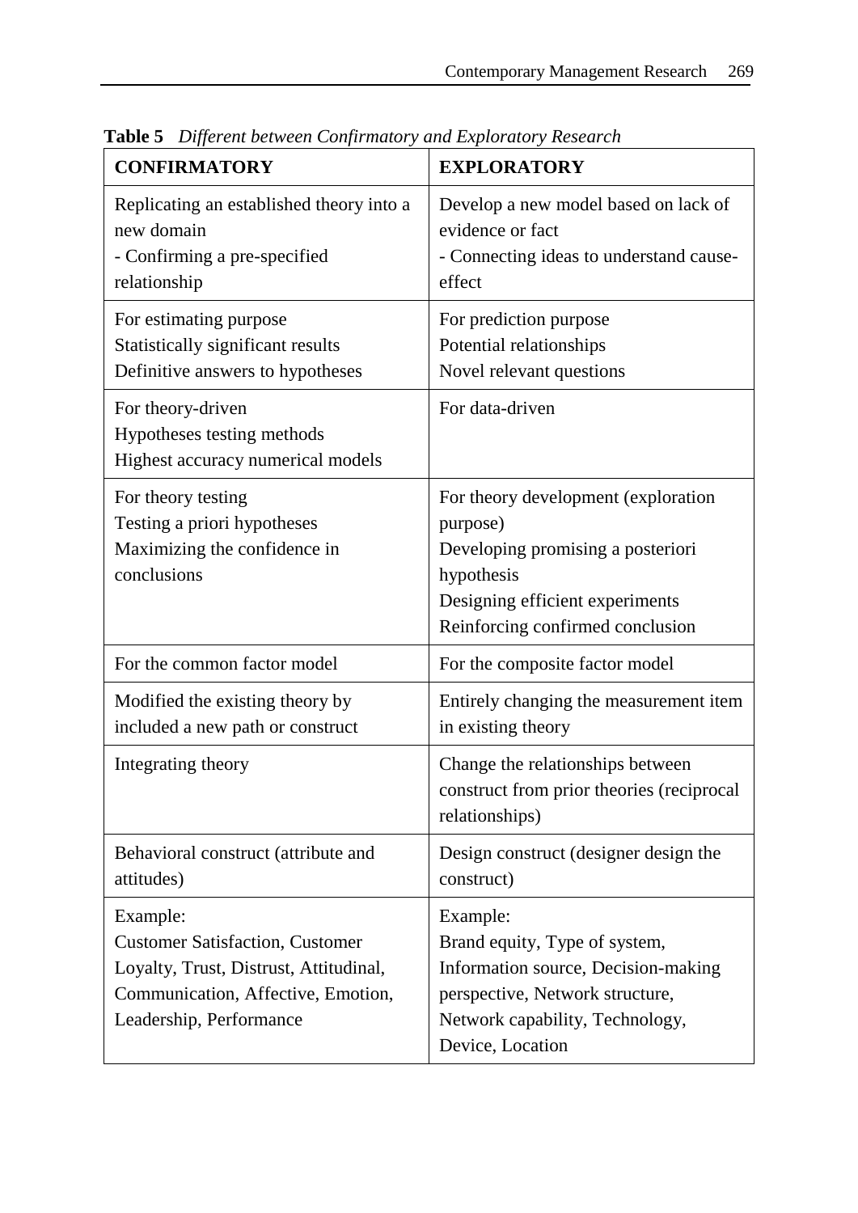**Table 5** *Different between Confirmatory and Exploratory Research*

| CONFIRMATORY | EXPLORATORY |
|---|---|
| Replicating an established theory into a new domain<br>- Confirming a pre-specified relationship | Develop a new model based on lack of evidence or fact<br>- Connecting ideas to understand cause-effect |
| For estimating purpose<br>Statistically significant results<br>Definitive answers to hypotheses | For prediction purpose<br>Potential relationships<br>Novel relevant questions |
| For theory-driven<br>Hypotheses testing methods<br>Highest accuracy numerical models | For data-driven |
| For theory testing<br>Testing a priori hypotheses<br>Maximizing the confidence in conclusions | For theory development (exploration purpose)<br>Developing promising a posteriori hypothesis<br>Designing efficient experiments<br>Reinforcing confirmed conclusion |
| For the common factor model | For the composite factor model |
| Modified the existing theory by included a new path or construct | Entirely changing the measurement item in existing theory |
| Integrating theory | Change the relationships between construct from prior theories (reciprocal relationships) |
| Behavioral construct (attribute and attitudes) | Design construct (designer design the construct) |
| Example:<br>Customer Satisfaction, Customer Loyalty, Trust, Distrust, Attitudinal, Communication, Affective, Emotion, Leadership, Performance | Example:<br>Brand equity, Type of system, Information source, Decision-making perspective, Network structure, Network capability, Technology, Device, Location |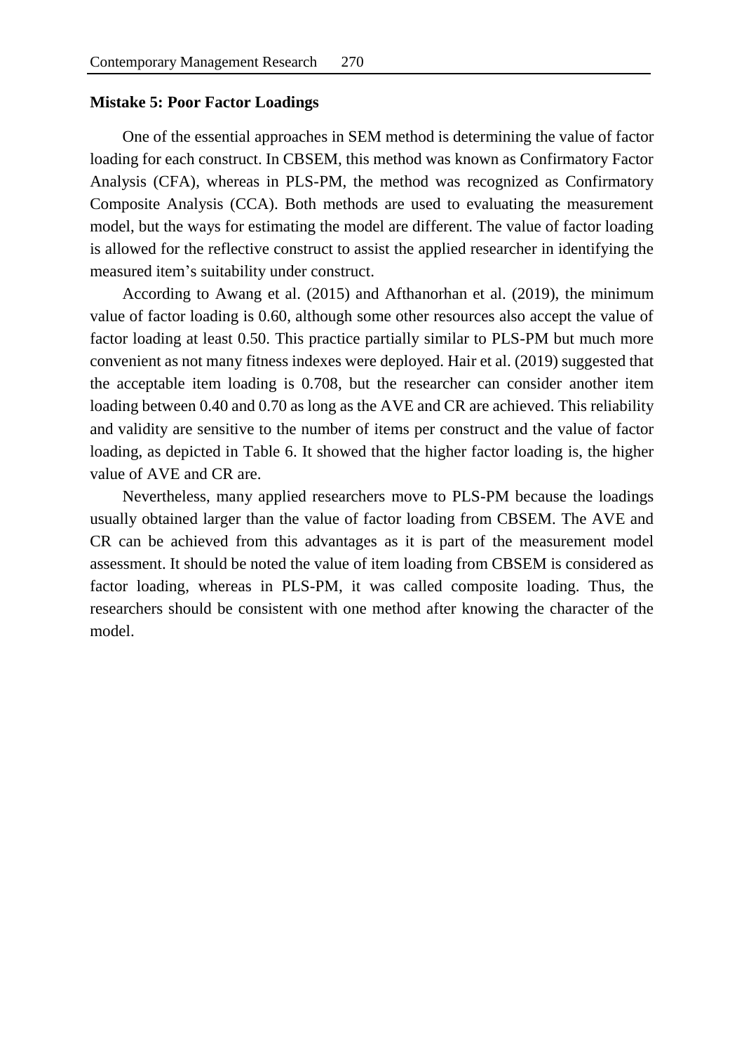**Mistake 5: Poor Factor Loadings**

One of the essential approaches in SEM method is determining the value of factor loading for each construct. In CBSEM, this method was known as Confirmatory Factor Analysis (CFA), whereas in PLS-PM, the method was recognized as Confirmatory Composite Analysis (CCA). Both methods are used to evaluating the measurement model, but the ways for estimating the model are different. The value of factor loading is allowed for the reflective construct to assist the applied researcher in identifying the measured item's suitability under construct.

According to Awang et al. (2015) and Afthanorhan et al. (2019), the minimum value of factor loading is 0.60, although some other resources also accept the value of factor loading at least 0.50. This practice partially similar to PLS-PM but much more convenient as not many fitness indexes were deployed. Hair et al. (2019) suggested that the acceptable item loading is 0.708, but the researcher can consider another item loading between 0.40 and 0.70 as long as the AVE and CR are achieved. This reliability and validity are sensitive to the number of items per construct and the value of factor loading, as depicted in Table 6. It showed that the higher factor loading is, the higher value of AVE and CR are.

Nevertheless, many applied researchers move to PLS-PM because the loadings usually obtained larger than the value of factor loading from CBSEM. The AVE and CR can be achieved from this advantages as it is part of the measurement model assessment. It should be noted the value of item loading from CBSEM is considered as factor loading, whereas in PLS-PM, it was called composite loading. Thus, the researchers should be consistent with one method after knowing the character of the model.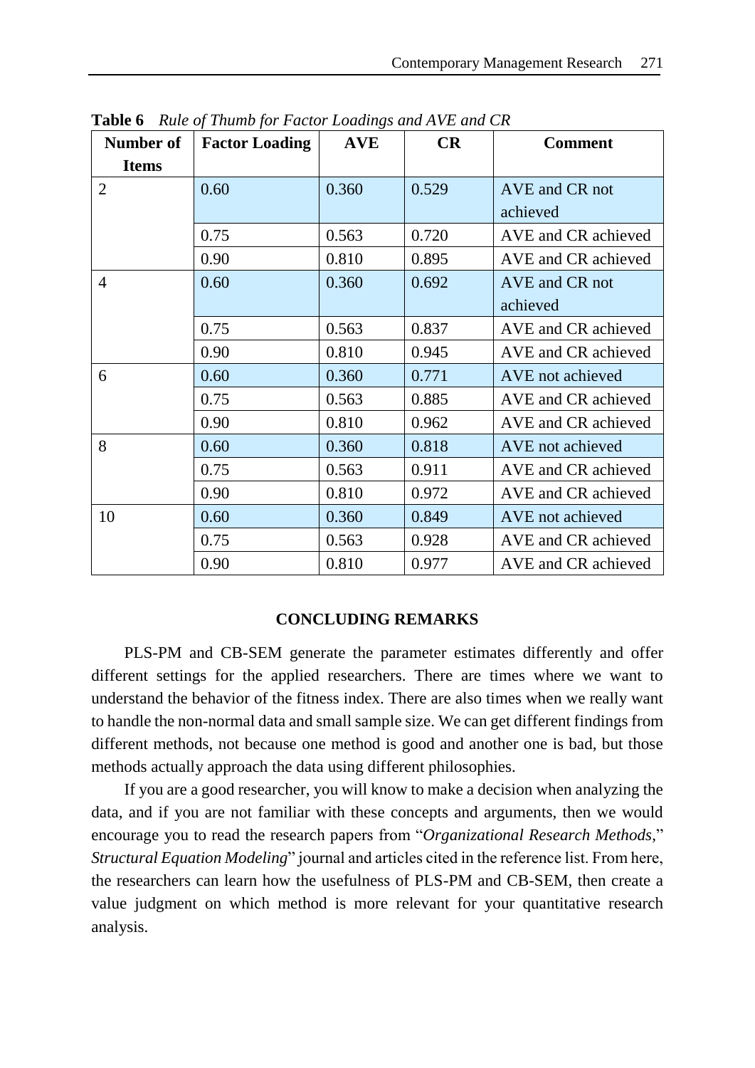**Table 6** *Rule of Thumb for Factor Loadings and AVE and CR*

| Number of Items | Factor Loading | AVE | CR | Comment |
|---|---|---|---|---|
| 2 | 0.60 | 0.360 | 0.529 | AVE and CR not achieved |
| | 0.75 | 0.563 | 0.720 | AVE and CR achieved |
| | 0.90 | 0.810 | 0.895 | AVE and CR achieved |
| 4 | 0.60 | 0.360 | 0.692 | AVE and CR not achieved |
| | 0.75 | 0.563 | 0.837 | AVE and CR achieved |
| | 0.90 | 0.810 | 0.945 | AVE and CR achieved |
| 6 | 0.60 | 0.360 | 0.771 | AVE not achieved |
| | 0.75 | 0.563 | 0.885 | AVE and CR achieved |
| | 0.90 | 0.810 | 0.962 | AVE and CR achieved |
| 8 | 0.60 | 0.360 | 0.818 | AVE not achieved |
| | 0.75 | 0.563 | 0.911 | AVE and CR achieved |
| | 0.90 | 0.810 | 0.972 | AVE and CR achieved |
| 10 | 0.60 | 0.360 | 0.849 | AVE not achieved |
| | 0.75 | 0.563 | 0.928 | AVE and CR achieved |
| | 0.90 | 0.810 | 0.977 | AVE and CR achieved |

## CONCLUDING REMARKS

PLS-PM and CB-SEM generate the parameter estimates differently and offer different settings for the applied researchers. There are times where we want to understand the behavior of the fitness index. There are also times when we really want to handle the non-normal data and small sample size. We can get different findings from different methods, not because one method is good and another one is bad, but those methods actually approach the data using different philosophies.

If you are a good researcher, you will know to make a decision when analyzing the data, and if you are not familiar with these concepts and arguments, then we would encourage you to read the research papers from "*Organizational Research Methods*," *Structural Equation Modeling*" journal and articles cited in the reference list. From here, the researchers can learn how the usefulness of PLS-PM and CB-SEM, then create a value judgment on which method is more relevant for your quantitative research analysis.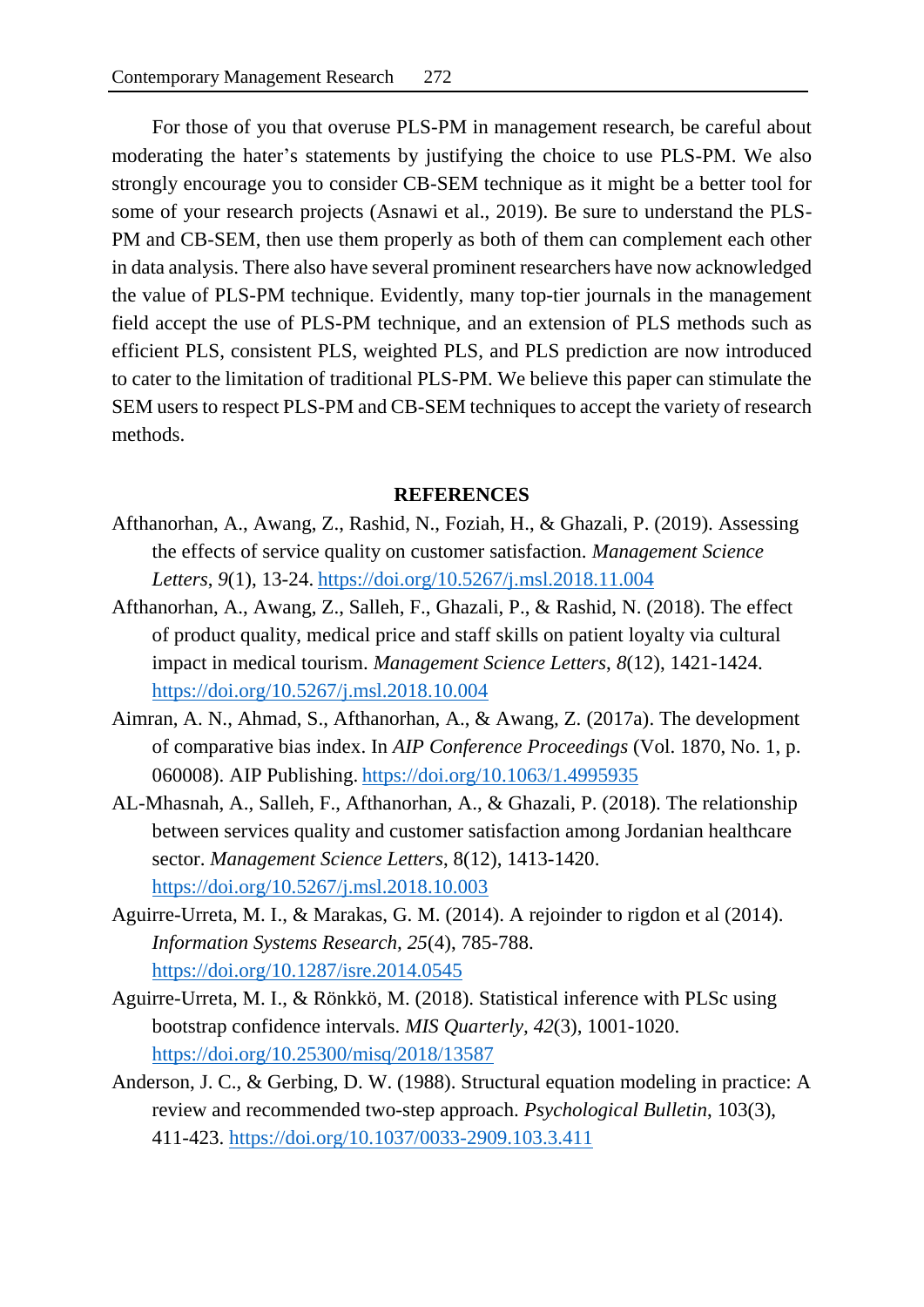For those of you that overuse PLS-PM in management research, be careful about moderating the hater's statements by justifying the choice to use PLS-PM. We also strongly encourage you to consider CB-SEM technique as it might be a better tool for some of your research projects (Asnawi et al., 2019). Be sure to understand the PLS-PM and CB-SEM, then use them properly as both of them can complement each other in data analysis. There also have several prominent researchers have now acknowledged the value of PLS-PM technique. Evidently, many top-tier journals in the management field accept the use of PLS-PM technique, and an extension of PLS methods such as efficient PLS, consistent PLS, weighted PLS, and PLS prediction are now introduced to cater to the limitation of traditional PLS-PM. We believe this paper can stimulate the SEM users to respect PLS-PM and CB-SEM techniques to accept the variety of research methods.

## REFERENCES

Afthanorhan, A., Awang, Z., Rashid, N., Foziah, H., & Ghazali, P. (2019). Assessing the effects of service quality on customer satisfaction. *Management Science Letters*, *9*(1), 13-24. https://doi.org/10.5267/j.msl.2018.11.004

Afthanorhan, A., Awang, Z., Salleh, F., Ghazali, P., & Rashid, N. (2018). The effect of product quality, medical price and staff skills on patient loyalty via cultural impact in medical tourism. *Management Science Letters*, *8*(12), 1421-1424. https://doi.org/10.5267/j.msl.2018.10.004

Aimran, A. N., Ahmad, S., Afthanorhan, A., & Awang, Z. (2017a). The development of comparative bias index. In *AIP Conference Proceedings* (Vol. 1870, No. 1, p. 060008). AIP Publishing. https://doi.org/10.1063/1.4995935

AL-Mhasnah, A., Salleh, F., Afthanorhan, A., & Ghazali, P. (2018). The relationship between services quality and customer satisfaction among Jordanian healthcare sector. *Management Science Letters*, 8(12), 1413-1420. https://doi.org/10.5267/j.msl.2018.10.003

Aguirre-Urreta, M. I., & Marakas, G. M. (2014). A rejoinder to rigdon et al (2014). *Information Systems Research*, *25*(4), 785-788. https://doi.org/10.1287/isre.2014.0545

Aguirre-Urreta, M. I., & Rönkkö, M. (2018). Statistical inference with PLSc using bootstrap confidence intervals. *MIS Quarterly*, *42*(3), 1001-1020. https://doi.org/10.25300/misq/2018/13587

Anderson, J. C., & Gerbing, D. W. (1988). Structural equation modeling in practice: A review and recommended two-step approach. *Psychological Bulletin*, 103(3), 411-423. https://doi.org/10.1037/0033-2909.103.3.411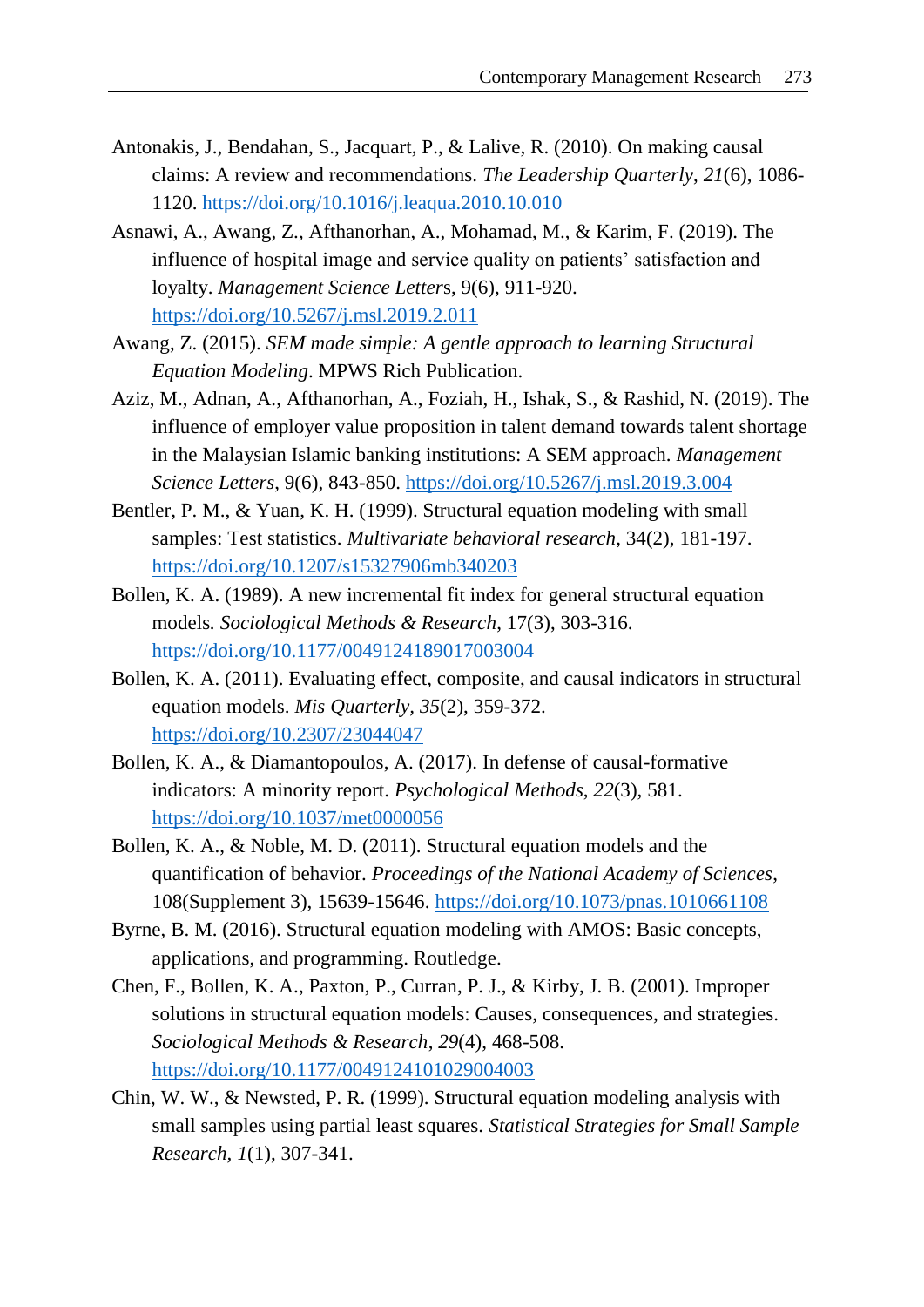Antonakis, J., Bendahan, S., Jacquart, P., & Lalive, R. (2010). On making causal claims: A review and recommendations. *The Leadership Quarterly*, *21*(6), 1086-1120. https://doi.org/10.1016/j.leaqua.2010.10.010

Asnawi, A., Awang, Z., Afthanorhan, A., Mohamad, M., & Karim, F. (2019). The influence of hospital image and service quality on patients' satisfaction and loyalty. *Management Science Letter*s, 9(6), 911-920. https://doi.org/10.5267/j.msl.2019.2.011

Awang, Z. (2015). *SEM made simple: A gentle approach to learning Structural Equation Modeling*. MPWS Rich Publication.

Aziz, M., Adnan, A., Afthanorhan, A., Foziah, H., Ishak, S., & Rashid, N. (2019). The influence of employer value proposition in talent demand towards talent shortage in the Malaysian Islamic banking institutions: A SEM approach. *Management Science Letters*, 9(6), 843-850. https://doi.org/10.5267/j.msl.2019.3.004

Bentler, P. M., & Yuan, K. H. (1999). Structural equation modeling with small samples: Test statistics. *Multivariate behavioral research*, 34(2), 181-197. https://doi.org/10.1207/s15327906mb340203

Bollen, K. A. (1989). A new incremental fit index for general structural equation models. *Sociological Methods & Research*, 17(3), 303-316. https://doi.org/10.1177/0049124189017003004

Bollen, K. A. (2011). Evaluating effect, composite, and causal indicators in structural equation models. *Mis Quarterly*, *35*(2), 359-372. https://doi.org/10.2307/23044047

Bollen, K. A., & Diamantopoulos, A. (2017). In defense of causal-formative indicators: A minority report. *Psychological Methods*, *22*(3), 581. https://doi.org/10.1037/met0000056

Bollen, K. A., & Noble, M. D. (2011). Structural equation models and the quantification of behavior. *Proceedings of the National Academy of Sciences*, 108(Supplement 3), 15639-15646. https://doi.org/10.1073/pnas.1010661108

Byrne, B. M. (2016). Structural equation modeling with AMOS: Basic concepts, applications, and programming. Routledge.

Chen, F., Bollen, K. A., Paxton, P., Curran, P. J., & Kirby, J. B. (2001). Improper solutions in structural equation models: Causes, consequences, and strategies. *Sociological Methods & Research*, *29*(4), 468-508. https://doi.org/10.1177/0049124101029004003

Chin, W. W., & Newsted, P. R. (1999). Structural equation modeling analysis with small samples using partial least squares. *Statistical Strategies for Small Sample Research*, *1*(1), 307-341.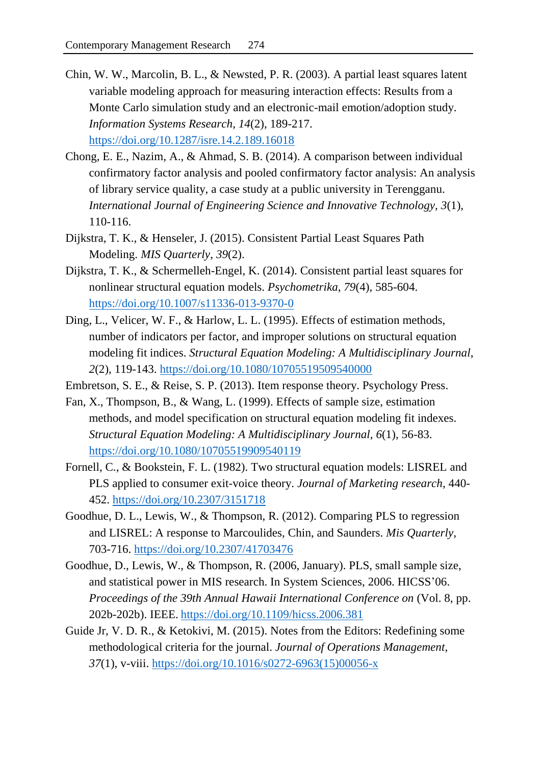Chin, W. W., Marcolin, B. L., & Newsted, P. R. (2003). A partial least squares latent variable modeling approach for measuring interaction effects: Results from a Monte Carlo simulation study and an electronic-mail emotion/adoption study. *Information Systems Research*, *14*(2), 189-217. https://doi.org/10.1287/isre.14.2.189.16018

Chong, E. E., Nazim, A., & Ahmad, S. B. (2014). A comparison between individual confirmatory factor analysis and pooled confirmatory factor analysis: An analysis of library service quality, a case study at a public university in Terengganu. *International Journal of Engineering Science and Innovative Technology*, *3*(1), 110-116.

Dijkstra, T. K., & Henseler, J. (2015). Consistent Partial Least Squares Path Modeling. *MIS Quarterly*, *39*(2).

Dijkstra, T. K., & Schermelleh-Engel, K. (2014). Consistent partial least squares for nonlinear structural equation models. *Psychometrika*, *79*(4), 585-604. https://doi.org/10.1007/s11336-013-9370-0

Ding, L., Velicer, W. F., & Harlow, L. L. (1995). Effects of estimation methods, number of indicators per factor, and improper solutions on structural equation modeling fit indices. *Structural Equation Modeling: A Multidisciplinary Journal*, *2*(2), 119-143. https://doi.org/10.1080/10705519509540000

Embretson, S. E., & Reise, S. P. (2013). Item response theory. Psychology Press.

Fan, X., Thompson, B., & Wang, L. (1999). Effects of sample size, estimation methods, and model specification on structural equation modeling fit indexes. *Structural Equation Modeling: A Multidisciplinary Journal*, *6*(1), 56-83. https://doi.org/10.1080/10705519909540119

Fornell, C., & Bookstein, F. L. (1982). Two structural equation models: LISREL and PLS applied to consumer exit-voice theory. *Journal of Marketing research*, 440-452. https://doi.org/10.2307/3151718

Goodhue, D. L., Lewis, W., & Thompson, R. (2012). Comparing PLS to regression and LISREL: A response to Marcoulides, Chin, and Saunders. *Mis Quarterly*, 703-716. https://doi.org/10.2307/41703476

Goodhue, D., Lewis, W., & Thompson, R. (2006, January). PLS, small sample size, and statistical power in MIS research. In System Sciences, 2006. HICSS'06. *Proceedings of the 39th Annual Hawaii International Conference on* (Vol. 8, pp. 202b-202b). IEEE. https://doi.org/10.1109/hicss.2006.381

Guide Jr, V. D. R., & Ketokivi, M. (2015). Notes from the Editors: Redefining some methodological criteria for the journal. *Journal of Operations Management*, *37*(1), v-viii. https://doi.org/10.1016/s0272-6963(15)00056-x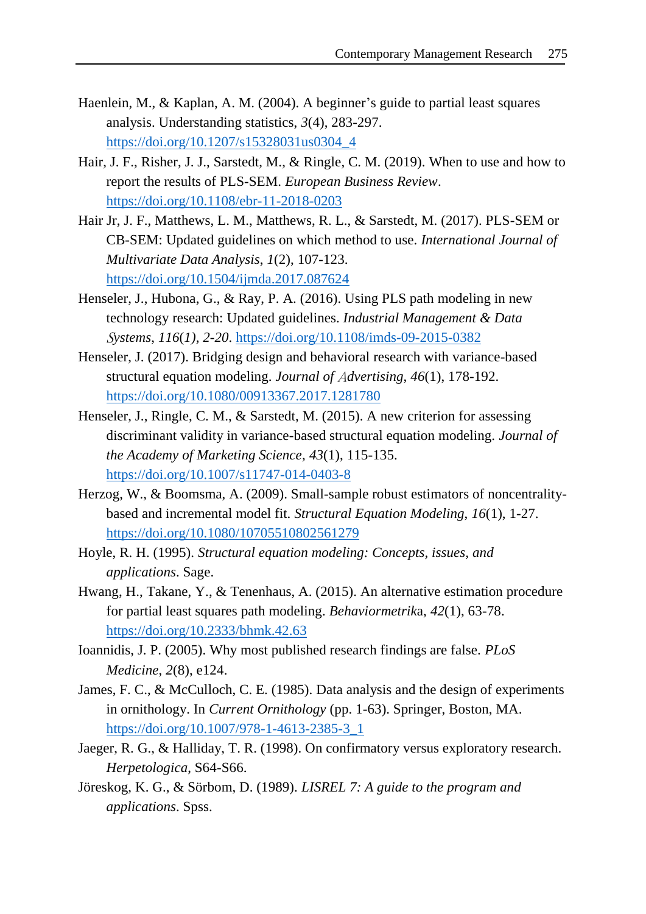Haenlein, M., & Kaplan, A. M. (2004). A beginner's guide to partial least squares analysis. Understanding statistics, *3*(4), 283-297. https://doi.org/10.1207/s15328031us0304_4

Hair, J. F., Risher, J. J., Sarstedt, M., & Ringle, C. M. (2019). When to use and how to report the results of PLS-SEM. *European Business Review*. https://doi.org/10.1108/ebr-11-2018-0203

Hair Jr, J. F., Matthews, L. M., Matthews, R. L., & Sarstedt, M. (2017). PLS-SEM or CB-SEM: Updated guidelines on which method to use. *International Journal of Multivariate Data Analysis*, *1*(2), 107-123. https://doi.org/10.1504/ijmda.2017.087624

Henseler, J., Hubona, G., & Ray, P. A. (2016). Using PLS path modeling in new technology research: Updated guidelines. *Industrial Management & Data Systems*, *116*(*1*), *2-20*. https://doi.org/10.1108/imds-09-2015-0382

Henseler, J. (2017). Bridging design and behavioral research with variance-based structural equation modeling. *Journal of Advertising*, *46*(1), 178-192. https://doi.org/10.1080/00913367.2017.1281780

Henseler, J., Ringle, C. M., & Sarstedt, M. (2015). A new criterion for assessing discriminant validity in variance-based structural equation modeling. *Journal of the Academy of Marketing Science*, *43*(1), 115-135. https://doi.org/10.1007/s11747-014-0403-8

Herzog, W., & Boomsma, A. (2009). Small-sample robust estimators of noncentrality-based and incremental model fit. *Structural Equation Modeling*, *16*(1), 1-27. https://doi.org/10.1080/10705510802561279

Hoyle, R. H. (1995). *Structural equation modeling: Concepts, issues, and applications*. Sage.

Hwang, H., Takane, Y., & Tenenhaus, A. (2015). An alternative estimation procedure for partial least squares path modeling. *Behaviormetrik*a, *42*(1), 63-78. https://doi.org/10.2333/bhmk.42.63

Ioannidis, J. P. (2005). Why most published research findings are false. *PLoS Medicine*, *2*(8), e124.

James, F. C., & McCulloch, C. E. (1985). Data analysis and the design of experiments in ornithology. In *Current Ornithology* (pp. 1-63). Springer, Boston, MA. https://doi.org/10.1007/978-1-4613-2385-3_1

Jaeger, R. G., & Halliday, T. R. (1998). On confirmatory versus exploratory research. *Herpetologica*, S64-S66.

Jöreskog, K. G., & Sörbom, D. (1989). *LISREL 7: A guide to the program and applications*. Spss.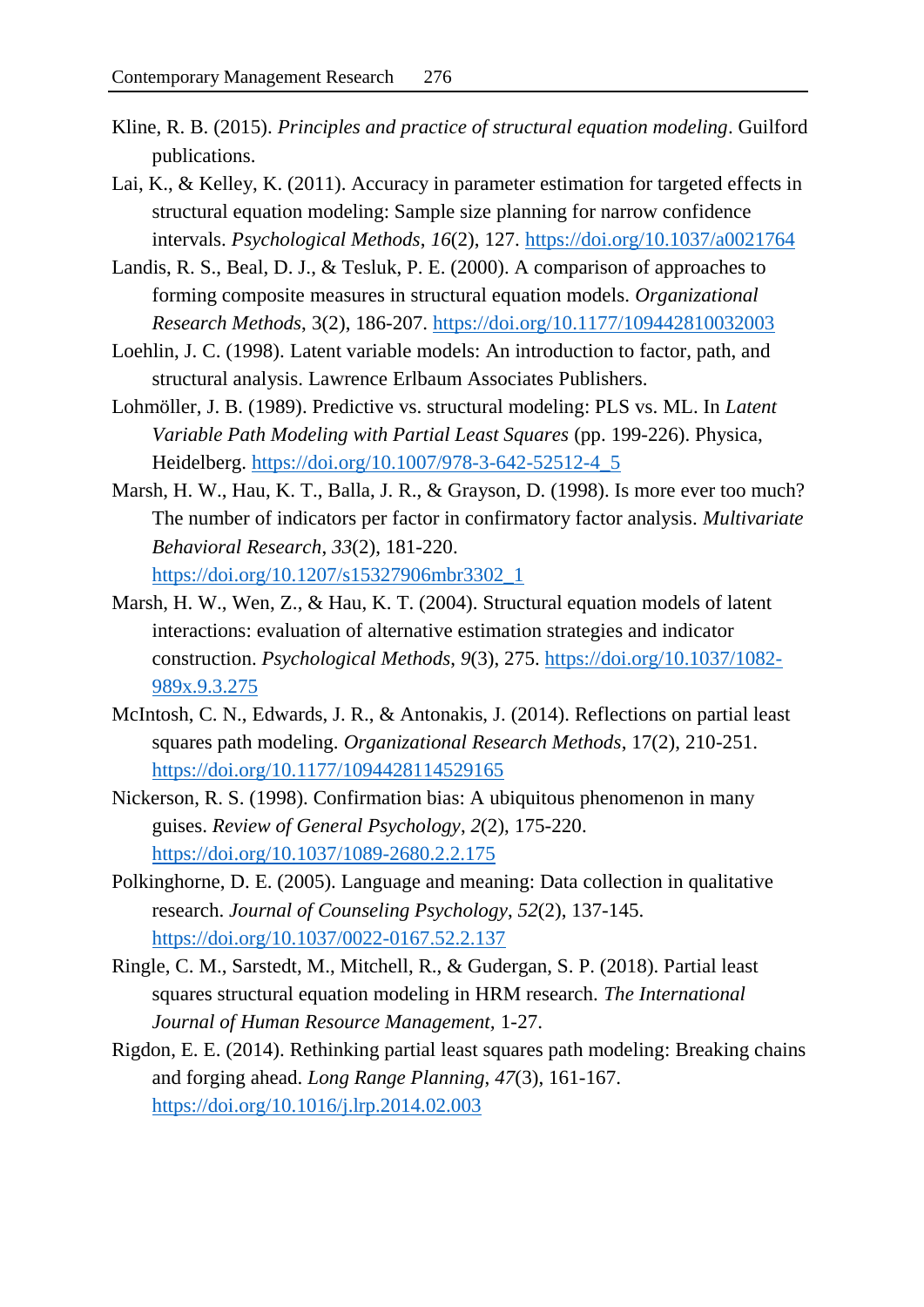Kline, R. B. (2015). *Principles and practice of structural equation modeling*. Guilford publications.

Lai, K., & Kelley, K. (2011). Accuracy in parameter estimation for targeted effects in structural equation modeling: Sample size planning for narrow confidence intervals. *Psychological Methods*, *16*(2), 127. https://doi.org/10.1037/a0021764

Landis, R. S., Beal, D. J., & Tesluk, P. E. (2000). A comparison of approaches to forming composite measures in structural equation models. *Organizational Research Methods*, 3(2), 186-207. https://doi.org/10.1177/109442810032003

Loehlin, J. C. (1998). Latent variable models: An introduction to factor, path, and structural analysis. Lawrence Erlbaum Associates Publishers.

Lohmöller, J. B. (1989). Predictive vs. structural modeling: PLS vs. ML. In *Latent Variable Path Modeling with Partial Least Squares* (pp. 199-226). Physica, Heidelberg. https://doi.org/10.1007/978-3-642-52512-4_5

Marsh, H. W., Hau, K. T., Balla, J. R., & Grayson, D. (1998). Is more ever too much? The number of indicators per factor in confirmatory factor analysis. *Multivariate Behavioral Research*, *33*(2), 181-220. https://doi.org/10.1207/s15327906mbr3302_1

Marsh, H. W., Wen, Z., & Hau, K. T. (2004). Structural equation models of latent interactions: evaluation of alternative estimation strategies and indicator construction. *Psychological Methods*, *9*(3), 275. https://doi.org/10.1037/1082-989x.9.3.275

McIntosh, C. N., Edwards, J. R., & Antonakis, J. (2014). Reflections on partial least squares path modeling. *Organizational Research Methods*, 17(2), 210-251. https://doi.org/10.1177/1094428114529165

Nickerson, R. S. (1998). Confirmation bias: A ubiquitous phenomenon in many guises. *Review of General Psychology*, *2*(2), 175-220. https://doi.org/10.1037/1089-2680.2.2.175

Polkinghorne, D. E. (2005). Language and meaning: Data collection in qualitative research. *Journal of Counseling Psychology*, *52*(2), 137-145. https://doi.org/10.1037/0022-0167.52.2.137

Ringle, C. M., Sarstedt, M., Mitchell, R., & Gudergan, S. P. (2018). Partial least squares structural equation modeling in HRM research. *The International Journal of Human Resource Management*, 1-27.

Rigdon, E. E. (2014). Rethinking partial least squares path modeling: Breaking chains and forging ahead. *Long Range Planning*, *47*(3), 161-167. https://doi.org/10.1016/j.lrp.2014.02.003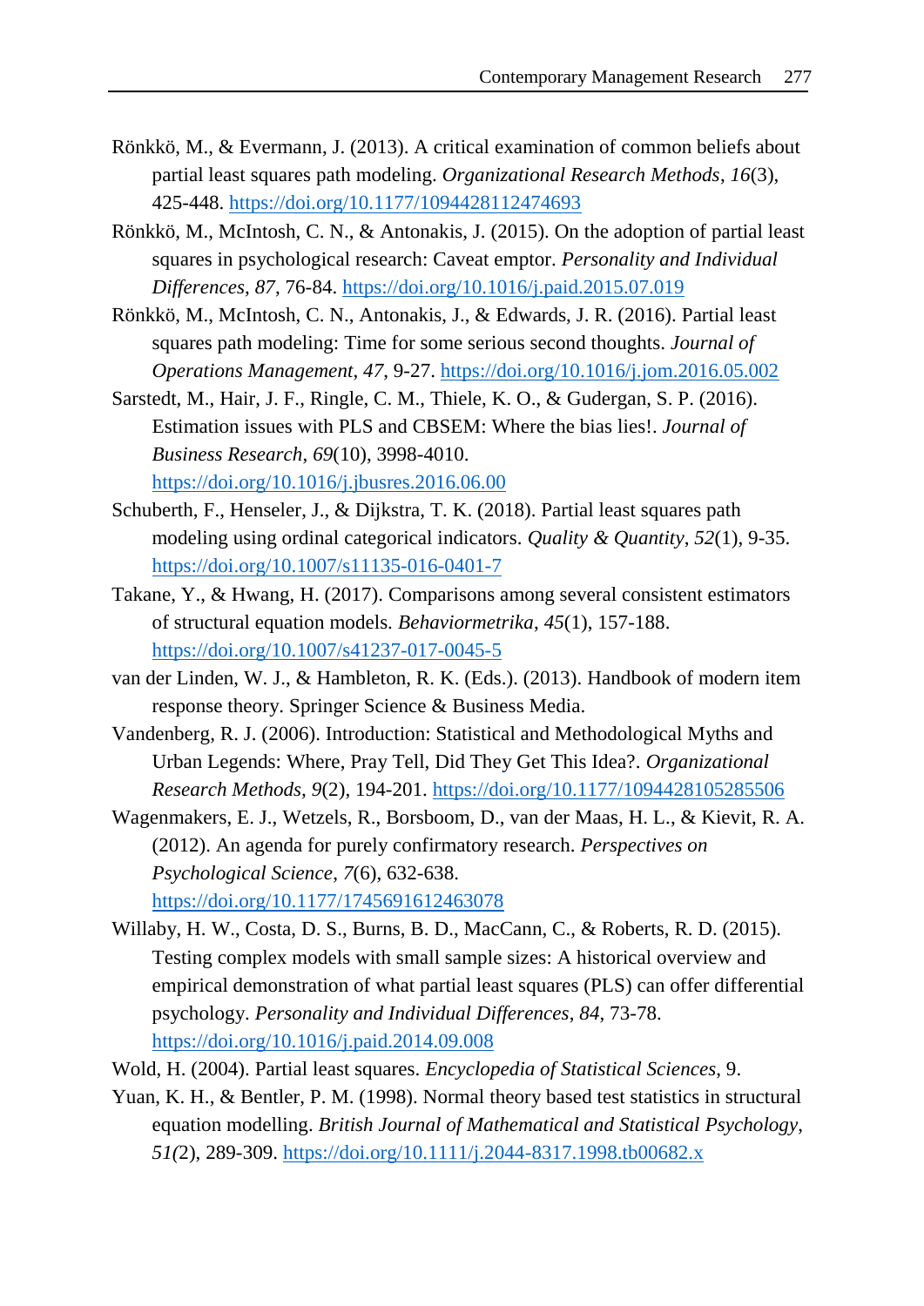Rönkkö, M., & Evermann, J. (2013). A critical examination of common beliefs about partial least squares path modeling. *Organizational Research Methods*, *16*(3), 425-448. https://doi.org/10.1177/1094428112474693

Rönkkö, M., McIntosh, C. N., & Antonakis, J. (2015). On the adoption of partial least squares in psychological research: Caveat emptor. *Personality and Individual Differences*, *87*, 76-84. https://doi.org/10.1016/j.paid.2015.07.019

Rönkkö, M., McIntosh, C. N., Antonakis, J., & Edwards, J. R. (2016). Partial least squares path modeling: Time for some serious second thoughts. *Journal of Operations Management*, *47*, 9-27. https://doi.org/10.1016/j.jom.2016.05.002

Sarstedt, M., Hair, J. F., Ringle, C. M., Thiele, K. O., & Gudergan, S. P. (2016). Estimation issues with PLS and CBSEM: Where the bias lies!. *Journal of Business Research*, *69*(10), 3998-4010. https://doi.org/10.1016/j.jbusres.2016.06.00

Schuberth, F., Henseler, J., & Dijkstra, T. K. (2018). Partial least squares path modeling using ordinal categorical indicators. *Quality & Quantity*, *52*(1), 9-35. https://doi.org/10.1007/s11135-016-0401-7

Takane, Y., & Hwang, H. (2017). Comparisons among several consistent estimators of structural equation models. *Behaviormetrika*, *45*(1), 157-188. https://doi.org/10.1007/s41237-017-0045-5

van der Linden, W. J., & Hambleton, R. K. (Eds.). (2013). Handbook of modern item response theory. Springer Science & Business Media.

Vandenberg, R. J. (2006). Introduction: Statistical and Methodological Myths and Urban Legends: Where, Pray Tell, Did They Get This Idea?. *Organizational Research Methods*, *9*(2), 194-201. https://doi.org/10.1177/1094428105285506

Wagenmakers, E. J., Wetzels, R., Borsboom, D., van der Maas, H. L., & Kievit, R. A. (2012). An agenda for purely confirmatory research. *Perspectives on Psychological Science*, *7*(6), 632-638. https://doi.org/10.1177/1745691612463078

Willaby, H. W., Costa, D. S., Burns, B. D., MacCann, C., & Roberts, R. D. (2015). Testing complex models with small sample sizes: A historical overview and empirical demonstration of what partial least squares (PLS) can offer differential psychology. *Personality and Individual Differences*, *84*, 73-78. https://doi.org/10.1016/j.paid.2014.09.008

Wold, H. (2004). Partial least squares. *Encyclopedia of Statistical Sciences*, 9.

Yuan, K. H., & Bentler, P. M. (1998). Normal theory based test statistics in structural equation modelling. *British Journal of Mathematical and Statistical Psychology*, *51(*2), 289-309. https://doi.org/10.1111/j.2044-8317.1998.tb00682.x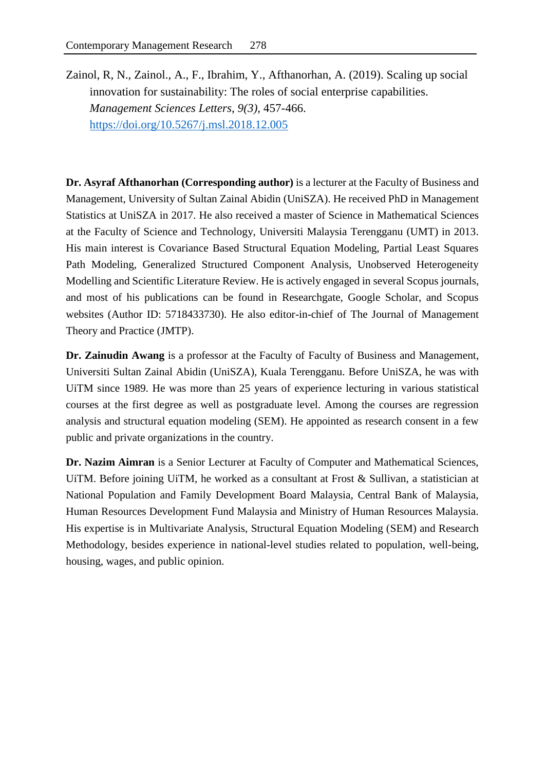Zainol, R, N., Zainol., A., F., Ibrahim, Y., Afthanorhan, A. (2019). Scaling up social innovation for sustainability: The roles of social enterprise capabilities. *Management Sciences Letters, 9(3),* 457-466. https://doi.org/10.5267/j.msl.2018.12.005

**Dr. Asyraf Afthanorhan (Corresponding author)** is a lecturer at the Faculty of Business and Management, University of Sultan Zainal Abidin (UniSZA). He received PhD in Management Statistics at UniSZA in 2017. He also received a master of Science in Mathematical Sciences at the Faculty of Science and Technology, Universiti Malaysia Terengganu (UMT) in 2013. His main interest is Covariance Based Structural Equation Modeling, Partial Least Squares Path Modeling, Generalized Structured Component Analysis, Unobserved Heterogeneity Modelling and Scientific Literature Review. He is actively engaged in several Scopus journals, and most of his publications can be found in Researchgate, Google Scholar, and Scopus websites (Author ID: 5718433730). He also editor-in-chief of The Journal of Management Theory and Practice (JMTP).

**Dr. Zainudin Awang** is a professor at the Faculty of Faculty of Business and Management, Universiti Sultan Zainal Abidin (UniSZA), Kuala Terengganu. Before UniSZA, he was with UiTM since 1989. He was more than 25 years of experience lecturing in various statistical courses at the first degree as well as postgraduate level. Among the courses are regression analysis and structural equation modeling (SEM). He appointed as research consent in a few public and private organizations in the country.

**Dr. Nazim Aimran** is a Senior Lecturer at Faculty of Computer and Mathematical Sciences, UiTM. Before joining UiTM, he worked as a consultant at Frost & Sullivan, a statistician at National Population and Family Development Board Malaysia, Central Bank of Malaysia, Human Resources Development Fund Malaysia and Ministry of Human Resources Malaysia. His expertise is in Multivariate Analysis, Structural Equation Modeling (SEM) and Research Methodology, besides experience in national-level studies related to population, well-being, housing, wages, and public opinion.